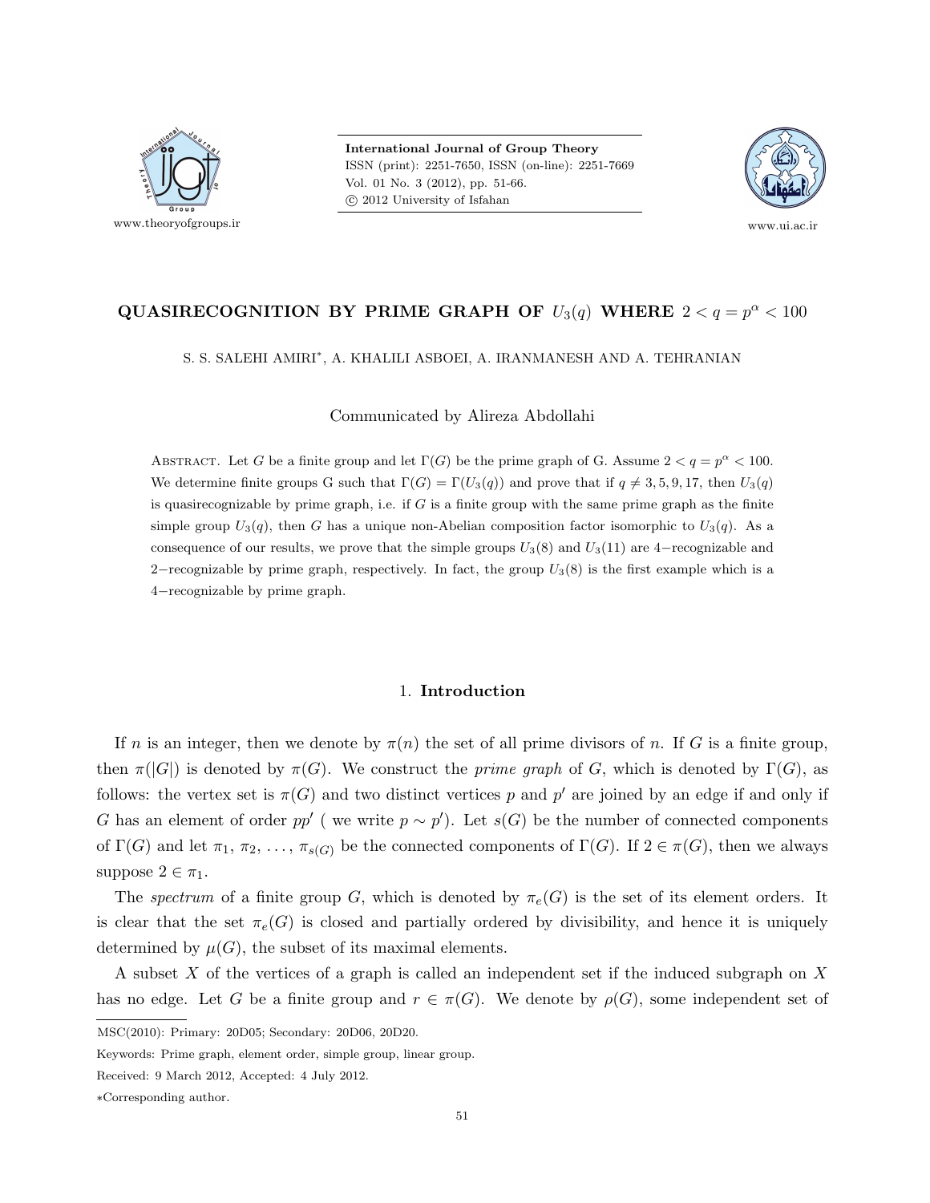International Journal of Group Theory
ISSN (print): 2251-7650, ISSN (on-line): 2251-7669
Vol. 01 No. 3 (2012), pp. 51-66.
© 2012 University of Isfahan

www.theoryofgroups.ir

www.ui.ac.ir

# QUASIRECOGNITION BY PRIME GRAPH OF $U_3(q)$ WHERE $2 < q = p^\alpha < 100$

S. S. SALEHI AMIRI*, A. KHALILI ASBOEI, A. IRANMANESH AND A. TEHRANIAN

Communicated by Alireza Abdollahi

Abstract. Let $G$ be a finite group and let $\Gamma(G)$ be the prime graph of G. Assume $2 < q = p^\alpha < 100$. We determine finite groups G such that $\Gamma(G) = \Gamma(U_3(q))$ and prove that if $q \neq 3, 5, 9, 17$, then $U_3(q)$ is quasirecognizable by prime graph, i.e. if $G$ is a finite group with the same prime graph as the finite simple group $U_3(q)$, then $G$ has a unique non-Abelian composition factor isomorphic to $U_3(q)$. As a consequence of our results, we prove that the simple groups $U_3(8)$ and $U_3(11)$ are 4−recognizable and 2−recognizable by prime graph, respectively. In fact, the group $U_3(8)$ is the first example which is a 4−recognizable by prime graph.

## 1. Introduction

If $n$ is an integer, then we denote by $\pi(n)$ the set of all prime divisors of $n$. If $G$ is a finite group, then $\pi(|G|)$ is denoted by $\pi(G)$. We construct the *prime graph* of $G$, which is denoted by $\Gamma(G)$, as follows: the vertex set is $\pi(G)$ and two distinct vertices $p$ and $p'$ are joined by an edge if and only if $G$ has an element of order $pp'$ ( we write $p \sim p'$). Let $s(G)$ be the number of connected components of $\Gamma(G)$ and let $\pi_1, \pi_2, \ldots, \pi_{s(G)}$ be the connected components of $\Gamma(G)$. If $2 \in \pi(G)$, then we always suppose $2 \in \pi_1$.

The *spectrum* of a finite group $G$, which is denoted by $\pi_e(G)$ is the set of its element orders. It is clear that the set $\pi_e(G)$ is closed and partially ordered by divisibility, and hence it is uniquely determined by $\mu(G)$, the subset of its maximal elements.

A subset $X$ of the vertices of a graph is called an independent set if the induced subgraph on $X$ has no edge. Let $G$ be a finite group and $r \in \pi(G)$. We denote by $\rho(G)$, some independent set of

MSC(2010): Primary: 20D05; Secondary: 20D06, 20D20.

Keywords: Prime graph, element order, simple group, linear group.

Received: 9 March 2012, Accepted: 4 July 2012.

*Corresponding author.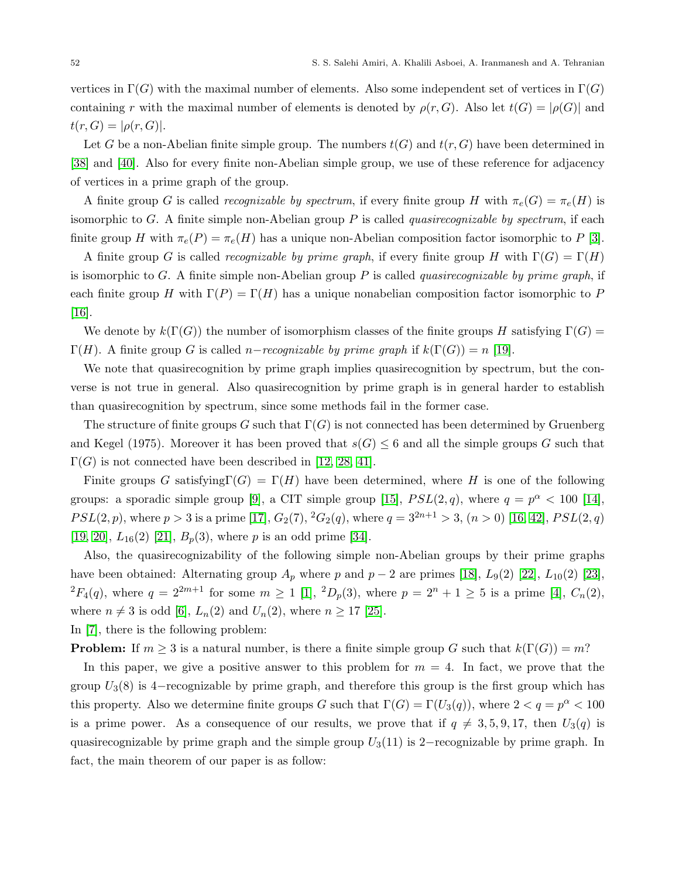vertices in $\Gamma(G)$ with the maximal number of elements. Also some independent set of vertices in $\Gamma(G)$ containing $r$ with the maximal number of elements is denoted by $\rho(r, G)$. Also let $t(G) = |\rho(G)|$ and $t(r, G) = |\rho(r, G)|$.

Let $G$ be a non-Abelian finite simple group. The numbers $t(G)$ and $t(r, G)$ have been determined in [38] and [40]. Also for every finite non-Abelian simple group, we use of these reference for adjacency of vertices in a prime graph of the group.

A finite group $G$ is called *recognizable by spectrum*, if every finite group $H$ with $\pi_e(G) = \pi_e(H)$ is isomorphic to $G$. A finite simple non-Abelian group $P$ is called *quasirecognizable by spectrum*, if each finite group $H$ with $\pi_e(P) = \pi_e(H)$ has a unique non-Abelian composition factor isomorphic to $P$ [3].

A finite group $G$ is called *recognizable by prime graph*, if every finite group $H$ with $\Gamma(G) = \Gamma(H)$ is isomorphic to $G$. A finite simple non-Abelian group $P$ is called *quasirecognizable by prime graph*, if each finite group $H$ with $\Gamma(P) = \Gamma(H)$ has a unique nonabelian composition factor isomorphic to $P$ [16].

We denote by $k(\Gamma(G))$ the number of isomorphism classes of the finite groups $H$ satisfying $\Gamma(G) = \Gamma(H)$. A finite group $G$ is called $n-$*recognizable by prime graph* if $k(\Gamma(G)) = n$ [19].

We note that quasirecognition by prime graph implies quasirecognition by spectrum, but the converse is not true in general. Also quasirecognition by prime graph is in general harder to establish than quasirecognition by spectrum, since some methods fail in the former case.

The structure of finite groups $G$ such that $\Gamma(G)$ is not connected has been determined by Gruenberg and Kegel (1975). Moreover it has been proved that $s(G) \leq 6$ and all the simple groups $G$ such that $\Gamma(G)$ is not connected have been described in [12, 28, 41].

Finite groups $G$ satisfying$\Gamma(G) = \Gamma(H)$ have been determined, where $H$ is one of the following groups: a sporadic simple group [9], a CIT simple group [15], $PSL(2, q)$, where $q = p^\alpha < 100$ [14], $PSL(2, p)$, where $p > 3$ is a prime [17], $G_2(7)$, ${}^2G_2(q)$, where $q = 3^{2n+1} > 3$, $(n > 0)$ [16, 42], $PSL(2, q)$ [19, 20], $L_{16}(2)$ [21], $B_p(3)$, where $p$ is an odd prime [34].

Also, the quasirecognizability of the following simple non-Abelian groups by their prime graphs have been obtained: Alternating group $A_p$ where $p$ and $p-2$ are primes [18], $L_9(2)$ [22], $L_{10}(2)$ [23], ${}^2F_4(q)$, where $q = 2^{2m+1}$ for some $m \geq 1$ [1], ${}^2D_p(3)$, where $p = 2^n + 1 \geq 5$ is a prime [4], $C_n(2)$, where $n \neq 3$ is odd [6], $L_n(2)$ and $U_n(2)$, where $n \geq 17$ [25].

In [7], there is the following problem:

**Problem:** If $m \geq 3$ is a natural number, is there a finite simple group $G$ such that $k(\Gamma(G)) = m$?

In this paper, we give a positive answer to this problem for $m = 4$. In fact, we prove that the group $U_3(8)$ is $4-$recognizable by prime graph, and therefore this group is the first group which has this property. Also we determine finite groups $G$ such that $\Gamma(G) = \Gamma(U_3(q))$, where $2 < q = p^\alpha < 100$ is a prime power. As a consequence of our results, we prove that if $q \neq 3, 5, 9, 17$, then $U_3(q)$ is quasirecognizable by prime graph and the simple group $U_3(11)$ is $2-$recognizable by prime graph. In fact, the main theorem of our paper is as follow: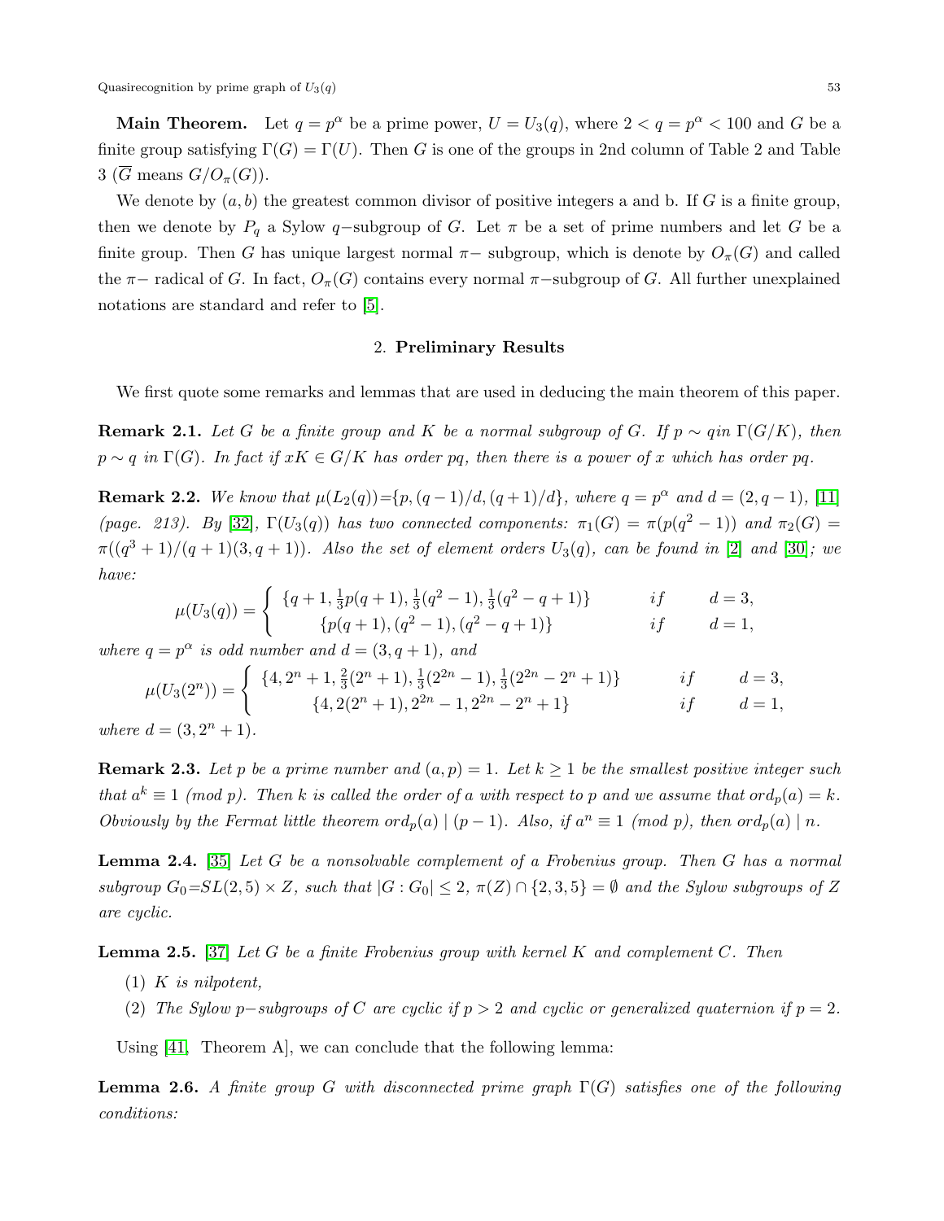**Main Theorem.** Let $q = p^\alpha$ be a prime power, $U = U_3(q)$, where $2 < q = p^\alpha < 100$ and $G$ be a finite group satisfying $\Gamma(G) = \Gamma(U)$. Then $G$ is one of the groups in 2nd column of Table 2 and Table 3 ($\overline{G}$ means $G/O_\pi(G)$).

We denote by $(a, b)$ the greatest common divisor of positive integers a and b. If $G$ is a finite group, then we denote by $P_q$ a Sylow $q-$subgroup of $G$. Let $\pi$ be a set of prime numbers and let $G$ be a finite group. Then $G$ has unique largest normal $\pi-$ subgroup, which is denote by $O_\pi(G)$ and called the $\pi-$ radical of $G$. In fact, $O_\pi(G)$ contains every normal $\pi-$subgroup of $G$. All further unexplained notations are standard and refer to [5].

## 2. Preliminary Results

We first quote some remarks and lemmas that are used in deducing the main theorem of this paper.

**Remark 2.1.** *Let $G$ be a finite group and $K$ be a normal subgroup of $G$. If $p \sim q in$ $\Gamma(G/K)$, then $p \sim q$ in $\Gamma(G)$. In fact if $xK \in G/K$ has order $pq$, then there is a power of $x$ which has order $pq$.*

**Remark 2.2.** *We know that $\mu(L_2(q))=\{p, (q-1)/d, (q+1)/d\}$, where $q = p^\alpha$ and $d = (2, q-1)$, [11] (page. 213). By [32], $\Gamma(U_3(q))$ has two connected components: $\pi_1(G) = \pi(p(q^2-1))$ and $\pi_2(G) = \pi((q^3+1)/(q+1)(3, q+1))$. Also the set of element orders $U_3(q)$, can be found in [2] and [30]; we have:*

$$\mu(U_3(q)) = \begin{cases} \{q+1, \frac{1}{3}p(q+1), \frac{1}{3}(q^2-1), \frac{1}{3}(q^2-q+1)\} & if \quad d = 3, \\ \{p(q+1), (q^2-1), (q^2-q+1)\} & if \quad d = 1, \end{cases}$$

*where $q = p^\alpha$ is odd number and $d = (3, q+1)$, and*

$$\mu(U_3(2^n)) = \begin{cases} \{4, 2^n+1, \frac{2}{3}(2^n+1), \frac{1}{3}(2^{2n}-1), \frac{1}{3}(2^{2n}-2^n+1)\} & if \quad d = 3, \\ \{4, 2(2^n+1), 2^{2n}-1, 2^{2n}-2^n+1\} & if \quad d = 1, \end{cases}$$

*where $d = (3, 2^n+1)$.*

**Remark 2.3.** *Let $p$ be a prime number and $(a, p) = 1$. Let $k \geq 1$ be the smallest positive integer such that $a^k \equiv 1$ (mod $p$). Then $k$ is called the order of $a$ with respect to $p$ and we assume that $ord_p(a) = k$. Obviously by the Fermat little theorem $ord_p(a) \mid (p-1)$. Also, if $a^n \equiv 1$ (mod $p$), then $ord_p(a) \mid n$.*

**Lemma 2.4.** [35] *Let $G$ be a nonsolvable complement of a Frobenius group. Then $G$ has a normal subgroup $G_0$=$SL(2, 5) \times Z$, such that $|G : G_0| \leq 2$, $\pi(Z) \cap \{2, 3, 5\} = \emptyset$ and the Sylow subgroups of $Z$ are cyclic.*

**Lemma 2.5.** [37] *Let $G$ be a finite Frobenius group with kernel $K$ and complement $C$. Then*

(1) *$K$ is nilpotent,*

(2) *The Sylow $p-$subgroups of $C$ are cyclic if $p > 2$ and cyclic or generalized quaternion if $p = 2$.*

Using [41, Theorem A], we can conclude that the following lemma:

**Lemma 2.6.** *A finite group $G$ with disconnected prime graph $\Gamma(G)$ satisfies one of the following conditions:*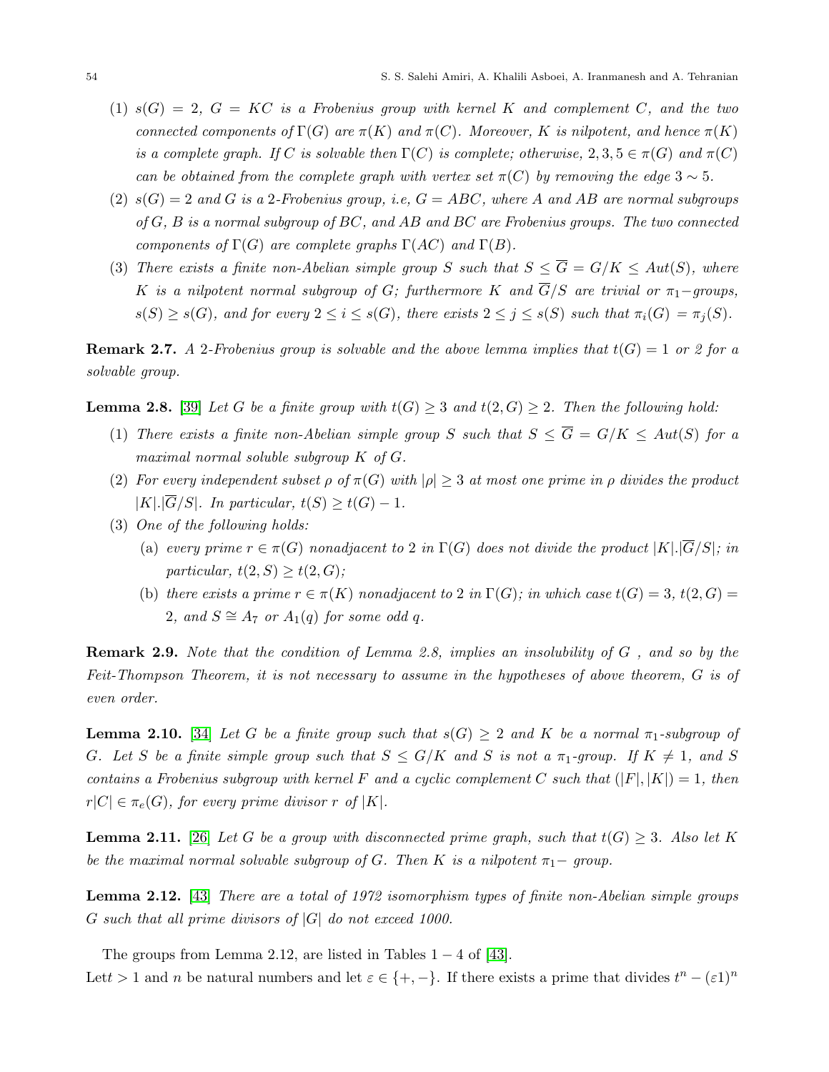(1) $s(G) = 2$, $G = KC$ is a Frobenius group with kernel $K$ and complement $C$, and the two connected components of $\Gamma(G)$ are $\pi(K)$ and $\pi(C)$. Moreover, $K$ is nilpotent, and hence $\pi(K)$ is a complete graph. If $C$ is solvable then $\Gamma(C)$ is complete; otherwise, $2, 3, 5 \in \pi(G)$ and $\pi(C)$ can be obtained from the complete graph with vertex set $\pi(C)$ by removing the edge $3 \sim 5$.

(2) $s(G) = 2$ and $G$ is a 2-Frobenius group, i.e, $G = ABC$, where $A$ and $AB$ are normal subgroups of $G$, $B$ is a normal subgroup of $BC$, and $AB$ and $BC$ are Frobenius groups. The two connected components of $\Gamma(G)$ are complete graphs $\Gamma(AC)$ and $\Gamma(B)$.

(3) There exists a finite non-Abelian simple group $S$ such that $S \leq \overline{G} = G/K \leq Aut(S)$, where $K$ is a nilpotent normal subgroup of $G$; furthermore $K$ and $\overline{G}/S$ are trivial or $\pi_1$−groups, $s(S) \geq s(G)$, and for every $2 \leq i \leq s(G)$, there exists $2 \leq j \leq s(S)$ such that $\pi_i(G) = \pi_j(S)$.

**Remark 2.7.** *A 2-Frobenius group is solvable and the above lemma implies that $t(G) = 1$ or 2 for a solvable group.*

**Lemma 2.8.** [39] *Let $G$ be a finite group with $t(G) \geq 3$ and $t(2, G) \geq 2$. Then the following hold:*

(1) *There exists a finite non-Abelian simple group $S$ such that $S \leq \overline{G} = G/K \leq Aut(S)$ for a maximal normal soluble subgroup $K$ of $G$.*

(2) *For every independent subset $\rho$ of $\pi(G)$ with $|\rho| \geq 3$ at most one prime in $\rho$ divides the product $|K|.|\overline{G}/S|$. In particular, $t(S) \geq t(G) - 1$.*

(3) *One of the following holds:*

  (a) *every prime $r \in \pi(G)$ nonadjacent to 2 in $\Gamma(G)$ does not divide the product $|K|.|\overline{G}/S|$; in particular, $t(2, S) \geq t(2, G)$;*

  (b) *there exists a prime $r \in \pi(K)$ nonadjacent to 2 in $\Gamma(G)$; in which case $t(G) = 3$, $t(2, G) = 2$, and $S \cong A_7$ or $A_1(q)$ for some odd $q$.*

**Remark 2.9.** *Note that the condition of Lemma 2.8, implies an insolubility of $G$ , and so by the Feit-Thompson Theorem, it is not necessary to assume in the hypotheses of above theorem, $G$ is of even order.*

**Lemma 2.10.** [34] *Let $G$ be a finite group such that $s(G) \geq 2$ and $K$ be a normal $\pi_1$-subgroup of $G$. Let $S$ be a finite simple group such that $S \leq G/K$ and $S$ is not a $\pi_1$-group. If $K \neq 1$, and $S$ contains a Frobenius subgroup with kernel $F$ and a cyclic complement $C$ such that $(|F|, |K|) = 1$, then $r|C| \in \pi_e(G)$, for every prime divisor $r$ of $|K|$.*

**Lemma 2.11.** [26] *Let $G$ be a group with disconnected prime graph, such that $t(G) \geq 3$. Also let $K$ be the maximal normal solvable subgroup of $G$. Then $K$ is a nilpotent $\pi_1$− group.*

**Lemma 2.12.** [43] *There are a total of 1972 isomorphism types of finite non-Abelian simple groups $G$ such that all prime divisors of $|G|$ do not exceed 1000.*

The groups from Lemma 2.12, are listed in Tables 1 − 4 of [43].

Lett $> 1$ and $n$ be natural numbers and let $\varepsilon \in \{+, -\}$. If there exists a prime that divides $t^n - (\varepsilon 1)^n$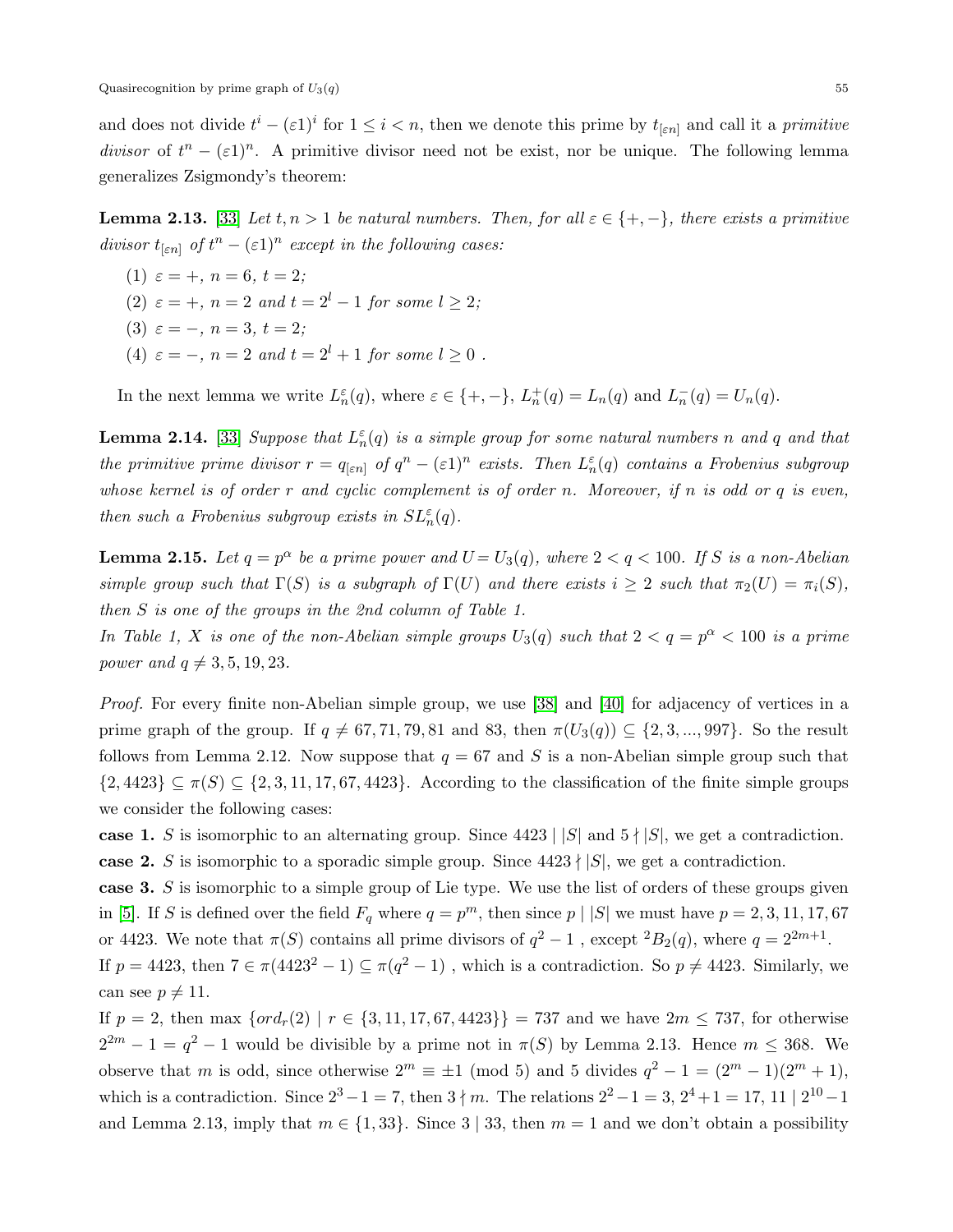and does not divide $t^i - (\varepsilon 1)^i$ for $1 \le i < n$, then we denote this prime by $t_{[\varepsilon n]}$ and call it a *primitive divisor* of $t^n - (\varepsilon 1)^n$. A primitive divisor need not be exist, nor be unique. The following lemma generalizes Zsigmondy's theorem:

**Lemma 2.13.** [33] *Let $t, n > 1$ be natural numbers. Then, for all $\varepsilon \in \{+,-\}$, there exists a primitive divisor $t_{[\varepsilon n]}$ of $t^n - (\varepsilon 1)^n$ except in the following cases:*

1. $\varepsilon = +$, $n = 6$, $t = 2$;
2. $\varepsilon = +$, $n = 2$ *and* $t = 2^l - 1$ *for some* $l \ge 2$;
3. $\varepsilon = -$, $n = 3$, $t = 2$;
4. $\varepsilon = -$, $n = 2$ *and* $t = 2^l + 1$ *for some* $l \ge 0$ .

In the next lemma we write $L_n^\varepsilon(q)$, where $\varepsilon \in \{+,-\}$, $L_n^+(q) = L_n(q)$ and $L_n^-(q) = U_n(q)$.

**Lemma 2.14.** [33] *Suppose that $L_n^\varepsilon(q)$ is a simple group for some natural numbers $n$ and $q$ and that the primitive prime divisor $r = q_{[\varepsilon n]}$ of $q^n - (\varepsilon 1)^n$ exists. Then $L_n^\varepsilon(q)$ contains a Frobenius subgroup whose kernel is of order $r$ and cyclic complement is of order $n$. Moreover, if $n$ is odd or $q$ is even, then such a Frobenius subgroup exists in $SL_n^\varepsilon(q)$.*

**Lemma 2.15.** *Let $q = p^\alpha$ be a prime power and $U = U_3(q)$, where $2 < q < 100$. If $S$ is a non-Abelian simple group such that $\Gamma(S)$ is a subgraph of $\Gamma(U)$ and there exists $i \ge 2$ such that $\pi_2(U) = \pi_i(S)$, then $S$ is one of the groups in the 2nd column of Table 1.*
*In Table 1, $X$ is one of the non-Abelian simple groups $U_3(q)$ such that $2 < q = p^\alpha < 100$ is a prime power and $q \ne 3, 5, 19, 23$.*

*Proof.* For every finite non-Abelian simple group, we use [38] and [40] for adjacency of vertices in a prime graph of the group. If $q \ne 67, 71, 79, 81$ and $83$, then $\pi(U_3(q)) \subseteq \{2, 3, ..., 997\}$. So the result follows from Lemma 2.12. Now suppose that $q = 67$ and $S$ is a non-Abelian simple group such that $\{2, 4423\} \subseteq \pi(S) \subseteq \{2, 3, 11, 17, 67, 4423\}$. According to the classification of the finite simple groups we consider the following cases:

**case 1.** $S$ is isomorphic to an alternating group. Since $4423 \mid |S|$ and $5 \nmid |S|$, we get a contradiction.
**case 2.** $S$ is isomorphic to a sporadic simple group. Since $4423 \nmid |S|$, we get a contradiction.
**case 3.** $S$ is isomorphic to a simple group of Lie type. We use the list of orders of these groups given in [5]. If $S$ is defined over the field $F_q$ where $q = p^m$, then since $p \mid |S|$ we must have $p = 2, 3, 11, 17, 67$ or $4423$. We note that $\pi(S)$ contains all prime divisors of $q^2 - 1$ , except ${}^2B_2(q)$, where $q = 2^{2m+1}$.
If $p = 4423$, then $7 \in \pi(4423^2 - 1) \subseteq \pi(q^2 - 1)$ , which is a contradiction. So $p \ne 4423$. Similarly, we can see $p \ne 11$.
If $p = 2$, then $\max\ \{ord_r(2) \mid r \in \{3, 11, 17, 67, 4423\}\} = 737$ and we have $2m \le 737$, for otherwise $2^{2m} - 1 = q^2 - 1$ would be divisible by a prime not in $\pi(S)$ by Lemma 2.13. Hence $m \le 368$. We observe that $m$ is odd, since otherwise $2^m \equiv \pm 1 \pmod 5$ and $5$ divides $q^2 - 1 = (2^m - 1)(2^m + 1)$, which is a contradiction. Since $2^3 - 1 = 7$, then $3 \nmid m$. The relations $2^2 - 1 = 3$, $2^4 + 1 = 17$, $11 \mid 2^{10} - 1$ and Lemma 2.13, imply that $m \in \{1, 33\}$. Since $3 \mid 33$, then $m = 1$ and we don't obtain a possibility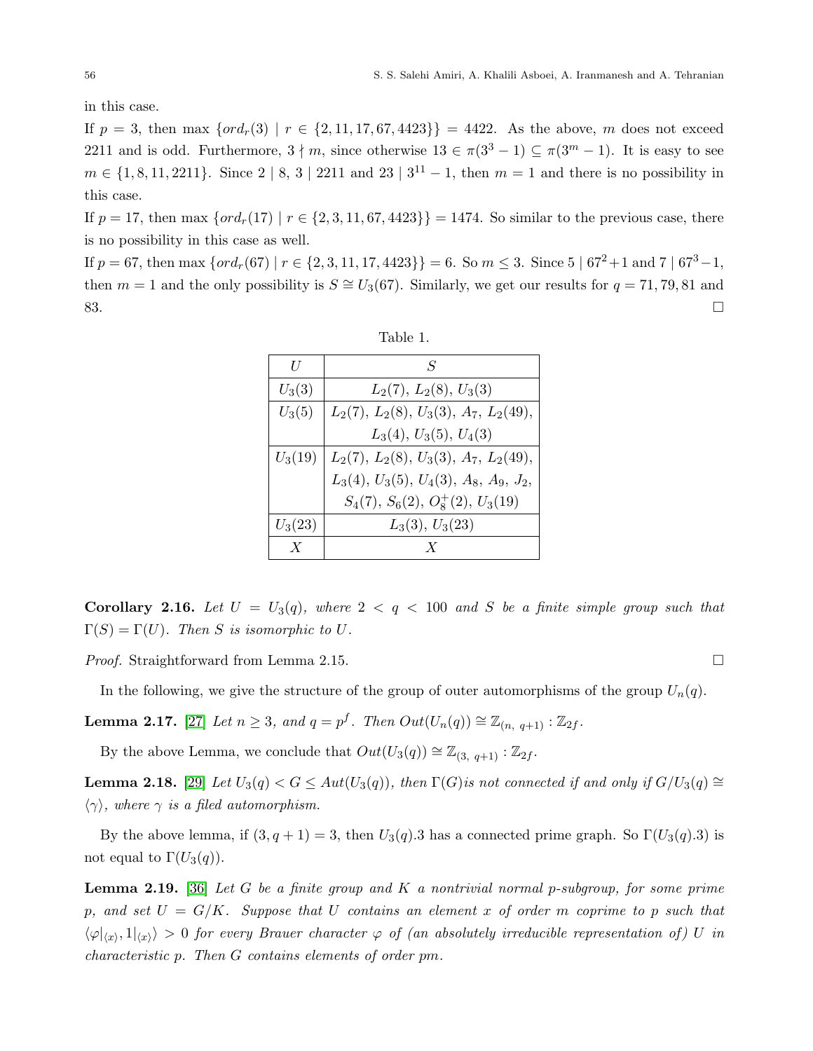in this case.

If $p = 3$, then $\max \{ord_r(3) \mid r \in \{2, 11, 17, 67, 4423\}\} = 4422$. As the above, $m$ does not exceed 2211 and is odd. Furthermore, $3 \nmid m$, since otherwise $13 \in \pi(3^3 - 1) \subseteq \pi(3^m - 1)$. It is easy to see $m \in \{1, 8, 11, 2211\}$. Since $2 \mid 8$, $3 \mid 2211$ and $23 \mid 3^{11} - 1$, then $m = 1$ and there is no possibility in this case.

If $p = 17$, then $\max \{ord_r(17) \mid r \in \{2, 3, 11, 67, 4423\}\} = 1474$. So similar to the previous case, there is no possibility in this case as well.

If $p = 67$, then $\max \{ord_r(67) \mid r \in \{2, 3, 11, 17, 4423\}\} = 6$. So $m \leq 3$. Since $5 \mid 67^2+1$ and $7 \mid 67^3-1$, then $m = 1$ and the only possibility is $S \cong U_3(67)$. Similarly, we get our results for $q = 71, 79, 81$ and 83. □

Table 1.

| $U$ | $S$ |
|---|---|
| $U_3(3)$ | $L_2(7)$, $L_2(8)$, $U_3(3)$ |
| $U_3(5)$ | $L_2(7)$, $L_2(8)$, $U_3(3)$, $A_7$, $L_2(49)$, $L_3(4)$, $U_3(5)$, $U_4(3)$ |
| $U_3(19)$ | $L_2(7)$, $L_2(8)$, $U_3(3)$, $A_7$, $L_2(49)$, $L_3(4)$, $U_3(5)$, $U_4(3)$, $A_8$, $A_9$, $J_2$, $S_4(7)$, $S_6(2)$, $O_8^+(2)$, $U_3(19)$ |
| $U_3(23)$ | $L_3(3)$, $U_3(23)$ |
| $X$ | $X$ |

**Corollary 2.16.** *Let $U = U_3(q)$, where $2 < q < 100$ and $S$ be a finite simple group such that $\Gamma(S) = \Gamma(U)$. Then $S$ is isomorphic to $U$.*

*Proof.* Straightforward from Lemma 2.15. □

In the following, we give the structure of the group of outer automorphisms of the group $U_n(q)$.

**Lemma 2.17.** [27] *Let $n \geq 3$, and $q = p^f$. Then $Out(U_n(q)) \cong \mathbb{Z}_{(n,\ q+1)} : \mathbb{Z}_{2f}$.*

By the above Lemma, we conclude that $Out(U_3(q)) \cong \mathbb{Z}_{(3,\ q+1)} : \mathbb{Z}_{2f}$.

**Lemma 2.18.** [29] *Let $U_3(q) < G \leq Aut(U_3(q))$, then $\Gamma(G)$is not connected if and only if $G/U_3(q) \cong \langle\gamma\rangle$, where $\gamma$ is a filed automorphism.*

By the above lemma, if $(3, q + 1) = 3$, then $U_3(q).3$ has a connected prime graph. So $\Gamma(U_3(q).3)$ is not equal to $\Gamma(U_3(q))$.

**Lemma 2.19.** [36] *Let $G$ be a finite group and $K$ a nontrivial normal $p$-subgroup, for some prime $p$, and set $U = G/K$. Suppose that $U$ contains an element $x$ of order $m$ coprime to $p$ such that $\langle\varphi|_{\langle x\rangle}, 1|_{\langle x\rangle}\rangle > 0$ for every Brauer character $\varphi$ of (an absolutely irreducible representation of) $U$ in characteristic $p$. Then $G$ contains elements of order $pm$.*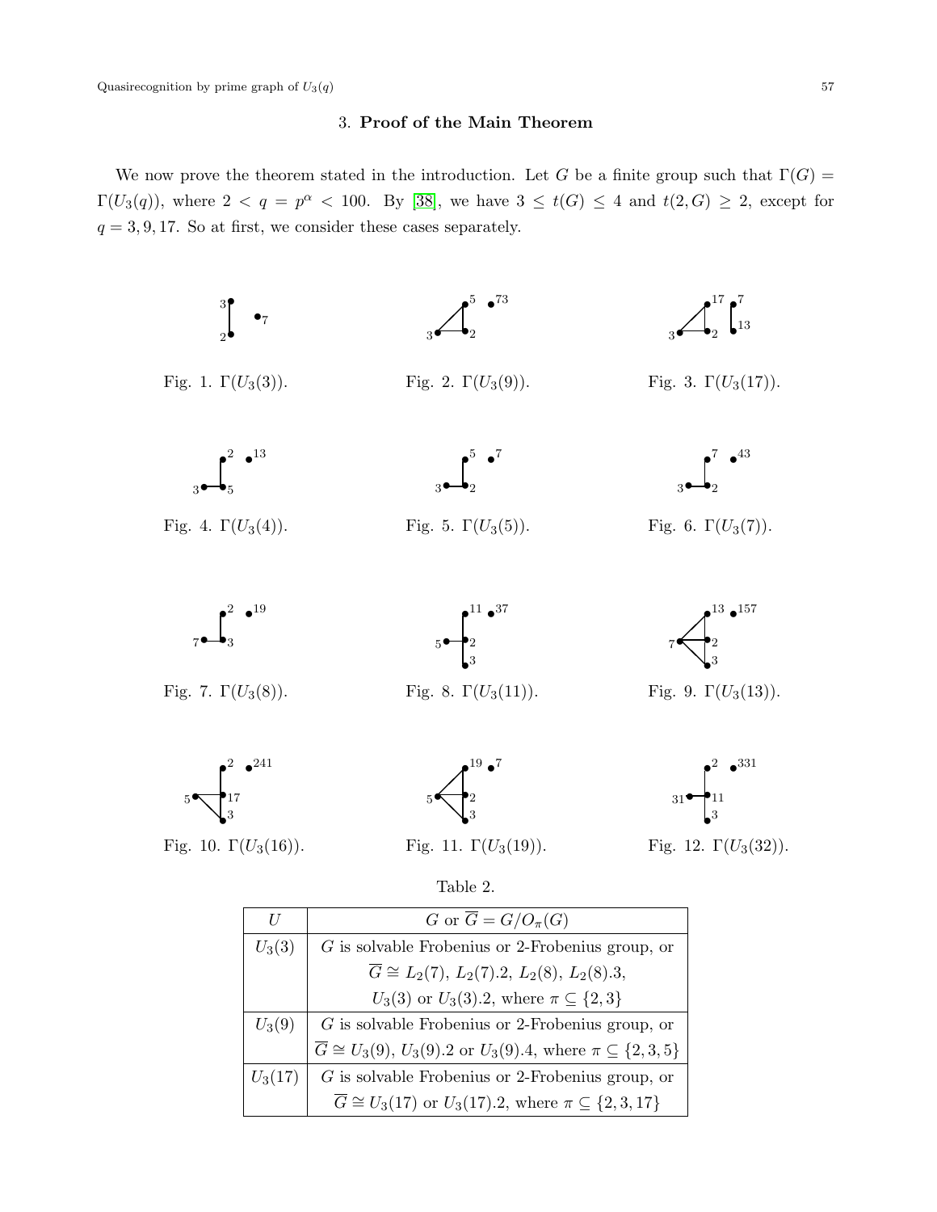## 3. **Proof of the Main Theorem**

We now prove the theorem stated in the introduction. Let $G$ be a finite group such that $\Gamma(G) = \Gamma(U_3(q))$, where $2 < q = p^\alpha < 100$. By [38], we have $3 \leq t(G) \leq 4$ and $t(2, G) \geq 2$, except for $q = 3, 9, 17$. So at first, we consider these cases separately.

Fig. 1. $\Gamma(U_3(3))$.

Fig. 2. $\Gamma(U_3(9))$.

Fig. 3. $\Gamma(U_3(17))$.

Fig. 4. $\Gamma(U_3(4))$.

Fig. 5. $\Gamma(U_3(5))$.

Fig. 6. $\Gamma(U_3(7))$.

Fig. 7. $\Gamma(U_3(8))$.

Fig. 8. $\Gamma(U_3(11))$.

Fig. 9. $\Gamma(U_3(13))$.

Fig. 10. $\Gamma(U_3(16))$.

Fig. 11. $\Gamma(U_3(19))$.

Fig. 12. $\Gamma(U_3(32))$.

Table 2.

| $U$ | $G$ or $\overline{G} = G/O_\pi(G)$ |
|---|---|
| $U_3(3)$ | $G$ is solvable Frobenius or 2-Frobenius group, or $\overline{G} \cong L_2(7)$, $L_2(7).2$, $L_2(8)$, $L_2(8).3$, $U_3(3)$ or $U_3(3).2$, where $\pi \subseteq \{2, 3\}$ |
| $U_3(9)$ | $G$ is solvable Frobenius or 2-Frobenius group, or $\overline{G} \cong U_3(9)$, $U_3(9).2$ or $U_3(9).4$, where $\pi \subseteq \{2, 3, 5\}$ |
| $U_3(17)$ | $G$ is solvable Frobenius or 2-Frobenius group, or $\overline{G} \cong U_3(17)$ or $U_3(17).2$, where $\pi \subseteq \{2, 3, 17\}$ |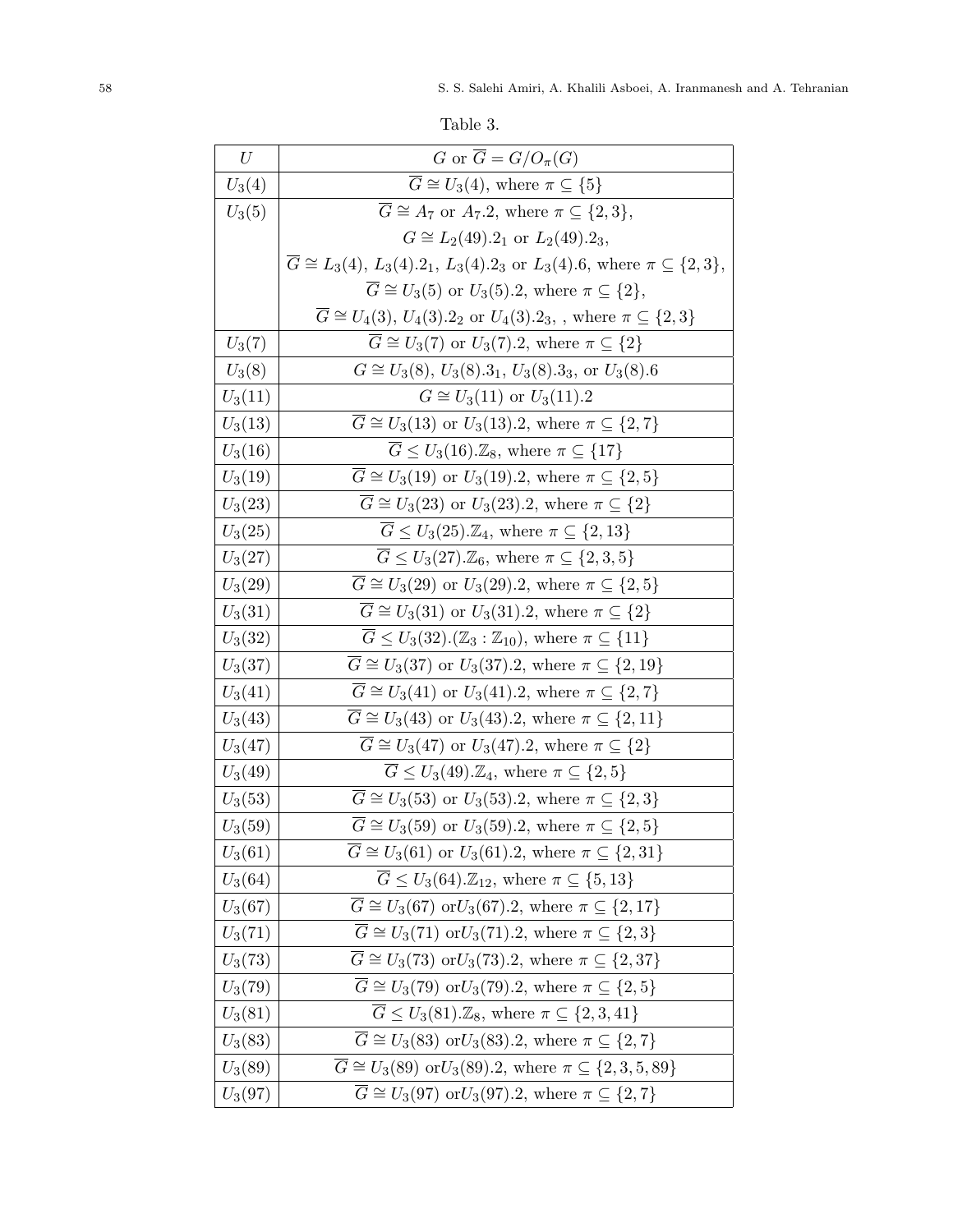Table 3.

| $U$ | $G$ or $\overline{G} = G/O_\pi(G)$ |
|---|---|
| $U_3(4)$ | $\overline{G} \cong U_3(4)$, where $\pi \subseteq \{5\}$ |
| $U_3(5)$ | $\overline{G} \cong A_7$ or $A_7.2$, where $\pi \subseteq \{2, 3\}$, |
| | $G \cong L_2(49).2_1$ or $L_2(49).2_3$, |
| | $\overline{G} \cong L_3(4)$, $L_3(4).2_1$, $L_3(4).2_3$ or $L_3(4).6$, where $\pi \subseteq \{2, 3\}$, |
| | $\overline{G} \cong U_3(5)$ or $U_3(5).2$, where $\pi \subseteq \{2\}$, |
| | $\overline{G} \cong U_4(3)$, $U_4(3).2_2$ or $U_4(3).2_3$, , where $\pi \subseteq \{2, 3\}$ |
| $U_3(7)$ | $\overline{G} \cong U_3(7)$ or $U_3(7).2$, where $\pi \subseteq \{2\}$ |
| $U_3(8)$ | $G \cong U_3(8)$, $U_3(8).3_1$, $U_3(8).3_3$, or $U_3(8).6$ |
| $U_3(11)$ | $G \cong U_3(11)$ or $U_3(11).2$ |
| $U_3(13)$ | $\overline{G} \cong U_3(13)$ or $U_3(13).2$, where $\pi \subseteq \{2, 7\}$ |
| $U_3(16)$ | $\overline{G} \leq U_3(16).\mathbb{Z}_8$, where $\pi \subseteq \{17\}$ |
| $U_3(19)$ | $\overline{G} \cong U_3(19)$ or $U_3(19).2$, where $\pi \subseteq \{2, 5\}$ |
| $U_3(23)$ | $\overline{G} \cong U_3(23)$ or $U_3(23).2$, where $\pi \subseteq \{2\}$ |
| $U_3(25)$ | $\overline{G} \leq U_3(25).\mathbb{Z}_4$, where $\pi \subseteq \{2, 13\}$ |
| $U_3(27)$ | $\overline{G} \leq U_3(27).\mathbb{Z}_6$, where $\pi \subseteq \{2, 3, 5\}$ |
| $U_3(29)$ | $\overline{G} \cong U_3(29)$ or $U_3(29).2$, where $\pi \subseteq \{2, 5\}$ |
| $U_3(31)$ | $\overline{G} \cong U_3(31)$ or $U_3(31).2$, where $\pi \subseteq \{2\}$ |
| $U_3(32)$ | $\overline{G} \leq U_3(32).(\mathbb{Z}_3 : \mathbb{Z}_{10})$, where $\pi \subseteq \{11\}$ |
| $U_3(37)$ | $\overline{G} \cong U_3(37)$ or $U_3(37).2$, where $\pi \subseteq \{2, 19\}$ |
| $U_3(41)$ | $\overline{G} \cong U_3(41)$ or $U_3(41).2$, where $\pi \subseteq \{2, 7\}$ |
| $U_3(43)$ | $\overline{G} \cong U_3(43)$ or $U_3(43).2$, where $\pi \subseteq \{2, 11\}$ |
| $U_3(47)$ | $\overline{G} \cong U_3(47)$ or $U_3(47).2$, where $\pi \subseteq \{2\}$ |
| $U_3(49)$ | $\overline{G} \leq U_3(49).\mathbb{Z}_4$, where $\pi \subseteq \{2, 5\}$ |
| $U_3(53)$ | $\overline{G} \cong U_3(53)$ or $U_3(53).2$, where $\pi \subseteq \{2, 3\}$ |
| $U_3(59)$ | $\overline{G} \cong U_3(59)$ or $U_3(59).2$, where $\pi \subseteq \{2, 5\}$ |
| $U_3(61)$ | $\overline{G} \cong U_3(61)$ or $U_3(61).2$, where $\pi \subseteq \{2, 31\}$ |
| $U_3(64)$ | $\overline{G} \leq U_3(64).\mathbb{Z}_{12}$, where $\pi \subseteq \{5, 13\}$ |
| $U_3(67)$ | $\overline{G} \cong U_3(67)$ or$U_3(67).2$, where $\pi \subseteq \{2, 17\}$ |
| $U_3(71)$ | $\overline{G} \cong U_3(71)$ or$U_3(71).2$, where $\pi \subseteq \{2, 3\}$ |
| $U_3(73)$ | $\overline{G} \cong U_3(73)$ or$U_3(73).2$, where $\pi \subseteq \{2, 37\}$ |
| $U_3(79)$ | $\overline{G} \cong U_3(79)$ or$U_3(79).2$, where $\pi \subseteq \{2, 5\}$ |
| $U_3(81)$ | $\overline{G} \leq U_3(81).\mathbb{Z}_8$, where $\pi \subseteq \{2, 3, 41\}$ |
| $U_3(83)$ | $\overline{G} \cong U_3(83)$ or$U_3(83).2$, where $\pi \subseteq \{2, 7\}$ |
| $U_3(89)$ | $\overline{G} \cong U_3(89)$ or$U_3(89).2$, where $\pi \subseteq \{2, 3, 5, 89\}$ |
| $U_3(97)$ | $\overline{G} \cong U_3(97)$ or$U_3(97).2$, where $\pi \subseteq \{2, 7\}$ |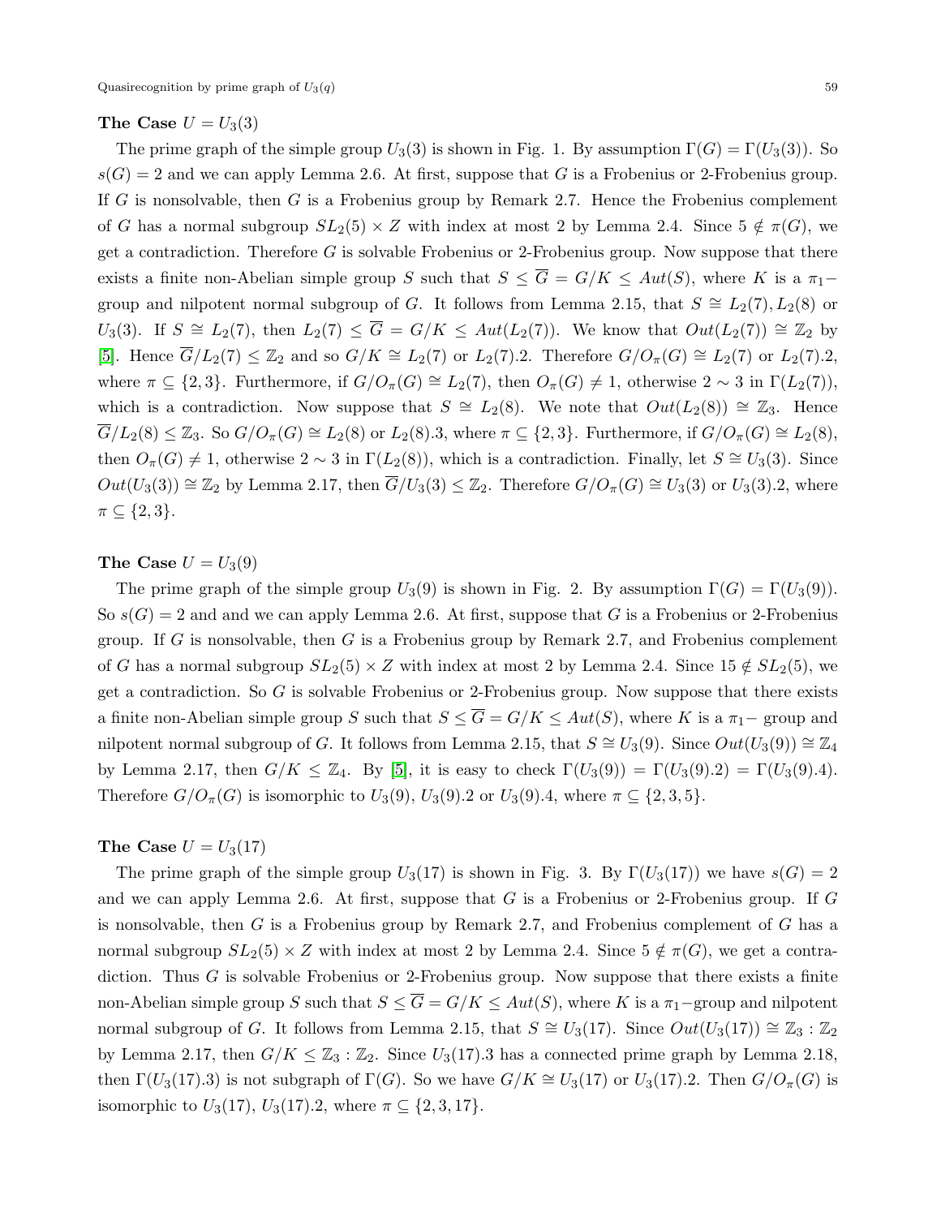**The Case $U = U_3(3)$**

The prime graph of the simple group $U_3(3)$ is shown in Fig. 1. By assumption $\Gamma(G) = \Gamma(U_3(3))$. So $s(G) = 2$ and we can apply Lemma 2.6. At first, suppose that $G$ is a Frobenius or 2-Frobenius group. If $G$ is nonsolvable, then $G$ is a Frobenius group by Remark 2.7. Hence the Frobenius complement of $G$ has a normal subgroup $SL_2(5) \times Z$ with index at most 2 by Lemma 2.4. Since $5 \notin \pi(G)$, we get a contradiction. Therefore $G$ is solvable Frobenius or 2-Frobenius group. Now suppose that there exists a finite non-Abelian simple group $S$ such that $S \leq \overline{G} = G/K \leq Aut(S)$, where $K$ is a $\pi_1-$ group and nilpotent normal subgroup of $G$. It follows from Lemma 2.15, that $S \cong L_2(7), L_2(8)$ or $U_3(3)$. If $S \cong L_2(7)$, then $L_2(7) \leq \overline{G} = G/K \leq Aut(L_2(7))$. We know that $Out(L_2(7)) \cong \mathbb{Z}_2$ by [5]. Hence $\overline{G}/L_2(7) \leq \mathbb{Z}_2$ and so $G/K \cong L_2(7)$ or $L_2(7).2$. Therefore $G/O_\pi(G) \cong L_2(7)$ or $L_2(7).2$, where $\pi \subseteq \{2, 3\}$. Furthermore, if $G/O_\pi(G) \cong L_2(7)$, then $O_\pi(G) \neq 1$, otherwise $2 \sim 3$ in $\Gamma(L_2(7))$, which is a contradiction. Now suppose that $S \cong L_2(8)$. We note that $Out(L_2(8)) \cong \mathbb{Z}_3$. Hence $\overline{G}/L_2(8) \leq \mathbb{Z}_3$. So $G/O_\pi(G) \cong L_2(8)$ or $L_2(8).3$, where $\pi \subseteq \{2, 3\}$. Furthermore, if $G/O_\pi(G) \cong L_2(8)$, then $O_\pi(G) \neq 1$, otherwise $2 \sim 3$ in $\Gamma(L_2(8))$, which is a contradiction. Finally, let $S \cong U_3(3)$. Since $Out(U_3(3)) \cong \mathbb{Z}_2$ by Lemma 2.17, then $\overline{G}/U_3(3) \leq \mathbb{Z}_2$. Therefore $G/O_\pi(G) \cong U_3(3)$ or $U_3(3).2$, where $\pi \subseteq \{2, 3\}$.

**The Case $U = U_3(9)$**

The prime graph of the simple group $U_3(9)$ is shown in Fig. 2. By assumption $\Gamma(G) = \Gamma(U_3(9))$. So $s(G) = 2$ and and we can apply Lemma 2.6. At first, suppose that $G$ is a Frobenius or 2-Frobenius group. If $G$ is nonsolvable, then $G$ is a Frobenius group by Remark 2.7, and Frobenius complement of $G$ has a normal subgroup $SL_2(5) \times Z$ with index at most 2 by Lemma 2.4. Since $15 \notin SL_2(5)$, we get a contradiction. So $G$ is solvable Frobenius or 2-Frobenius group. Now suppose that there exists a finite non-Abelian simple group $S$ such that $S \leq \overline{G} = G/K \leq Aut(S)$, where $K$ is a $\pi_1-$ group and nilpotent normal subgroup of $G$. It follows from Lemma 2.15, that $S \cong U_3(9)$. Since $Out(U_3(9)) \cong \mathbb{Z}_4$ by Lemma 2.17, then $G/K \leq \mathbb{Z}_4$. By [5], it is easy to check $\Gamma(U_3(9)) = \Gamma(U_3(9).2) = \Gamma(U_3(9).4)$. Therefore $G/O_\pi(G)$ is isomorphic to $U_3(9)$, $U_3(9).2$ or $U_3(9).4$, where $\pi \subseteq \{2, 3, 5\}$.

**The Case $U = U_3(17)$**

The prime graph of the simple group $U_3(17)$ is shown in Fig. 3. By $\Gamma(U_3(17))$ we have $s(G) = 2$ and we can apply Lemma 2.6. At first, suppose that $G$ is a Frobenius or 2-Frobenius group. If $G$ is nonsolvable, then $G$ is a Frobenius group by Remark 2.7, and Frobenius complement of $G$ has a normal subgroup $SL_2(5) \times Z$ with index at most 2 by Lemma 2.4. Since $5 \notin \pi(G)$, we get a contradiction. Thus $G$ is solvable Frobenius or 2-Frobenius group. Now suppose that there exists a finite non-Abelian simple group $S$ such that $S \leq \overline{G} = G/K \leq Aut(S)$, where $K$ is a $\pi_1-$group and nilpotent normal subgroup of $G$. It follows from Lemma 2.15, that $S \cong U_3(17)$. Since $Out(U_3(17)) \cong \mathbb{Z}_3 : \mathbb{Z}_2$ by Lemma 2.17, then $G/K \leq \mathbb{Z}_3 : \mathbb{Z}_2$. Since $U_3(17).3$ has a connected prime graph by Lemma 2.18, then $\Gamma(U_3(17).3)$ is not subgraph of $\Gamma(G)$. So we have $G/K \cong U_3(17)$ or $U_3(17).2$. Then $G/O_\pi(G)$ is isomorphic to $U_3(17)$, $U_3(17).2$, where $\pi \subseteq \{2, 3, 17\}$.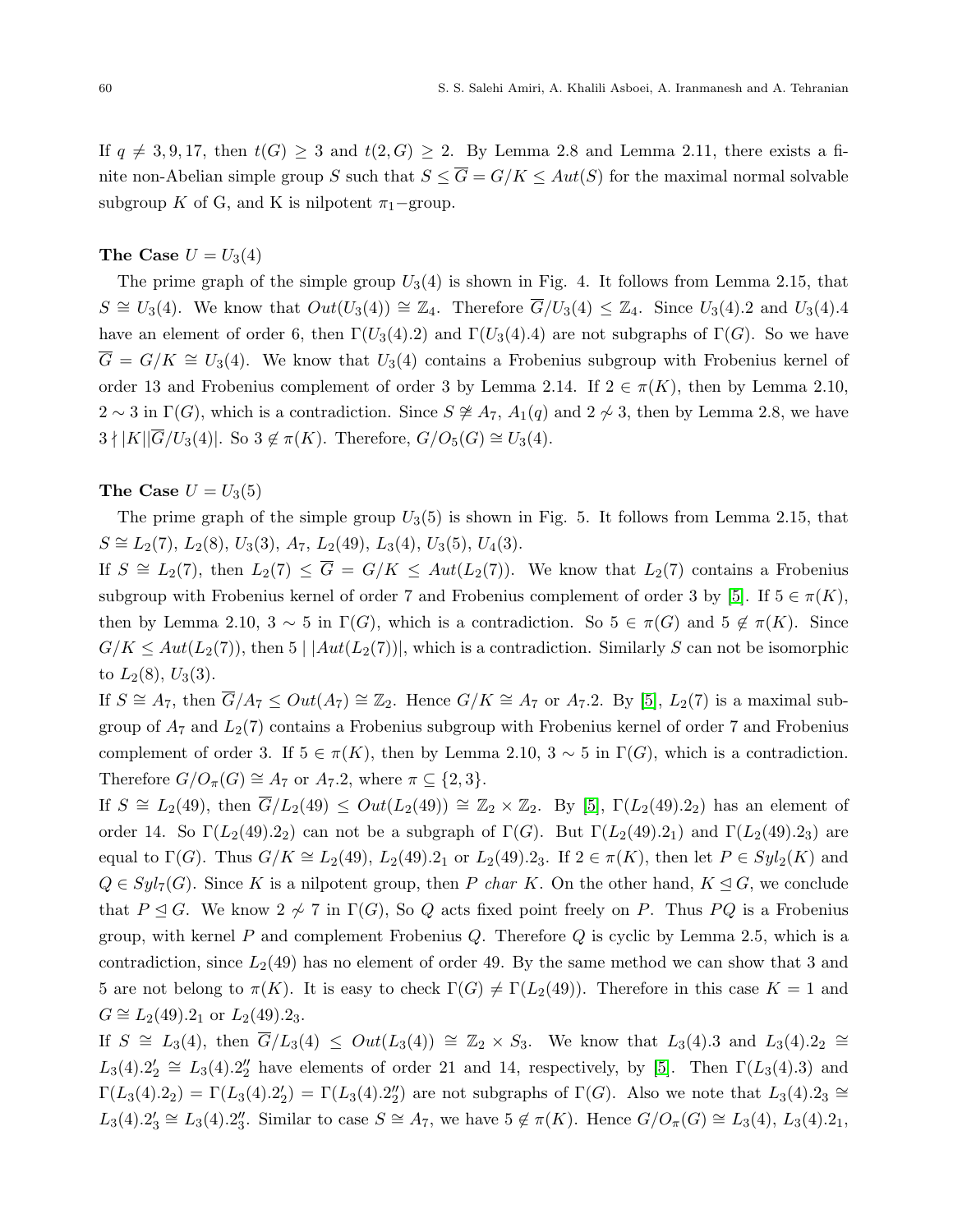If $q \neq 3, 9, 17$, then $t(G) \geq 3$ and $t(2, G) \geq 2$. By Lemma 2.8 and Lemma 2.11, there exists a finite non-Abelian simple group $S$ such that $S \leq \overline{G} = G/K \leq Aut(S)$ for the maximal normal solvable subgroup $K$ of G, and K is nilpotent $\pi_1-$group.

**The Case** $U = U_3(4)$

The prime graph of the simple group $U_3(4)$ is shown in Fig. 4. It follows from Lemma 2.15, that $S \cong U_3(4)$. We know that $Out(U_3(4)) \cong \mathbb{Z}_4$. Therefore $\overline{G}/U_3(4) \leq \mathbb{Z}_4$. Since $U_3(4).2$ and $U_3(4).4$ have an element of order 6, then $\Gamma(U_3(4).2)$ and $\Gamma(U_3(4).4)$ are not subgraphs of $\Gamma(G)$. So we have $\overline{G} = G/K \cong U_3(4)$. We know that $U_3(4)$ contains a Frobenius subgroup with Frobenius kernel of order 13 and Frobenius complement of order 3 by Lemma 2.14. If $2 \in \pi(K)$, then by Lemma 2.10, $2 \sim 3$ in $\Gamma(G)$, which is a contradiction. Since $S \not\cong A_7$, $A_1(q)$ and $2 \not\sim 3$, then by Lemma 2.8, we have $3 \nmid |K||\overline{G}/U_3(4)|$. So $3 \notin \pi(K)$. Therefore, $G/O_5(G) \cong U_3(4)$.

**The Case** $U = U_3(5)$

The prime graph of the simple group $U_3(5)$ is shown in Fig. 5. It follows from Lemma 2.15, that $S \cong L_2(7)$, $L_2(8)$, $U_3(3)$, $A_7$, $L_2(49)$, $L_3(4)$, $U_3(5)$, $U_4(3)$.

If $S \cong L_2(7)$, then $L_2(7) \leq \overline{G} = G/K \leq Aut(L_2(7))$. We know that $L_2(7)$ contains a Frobenius subgroup with Frobenius kernel of order 7 and Frobenius complement of order 3 by [5]. If $5 \in \pi(K)$, then by Lemma 2.10, $3 \sim 5$ in $\Gamma(G)$, which is a contradiction. So $5 \in \pi(G)$ and $5 \notin \pi(K)$. Since $G/K \leq Aut(L_2(7))$, then $5 \mid |Aut(L_2(7))|$, which is a contradiction. Similarly $S$ can not be isomorphic to $L_2(8)$, $U_3(3)$.

If $S \cong A_7$, then $\overline{G}/A_7 \leq Out(A_7) \cong \mathbb{Z}_2$. Hence $G/K \cong A_7$ or $A_7.2$. By [5], $L_2(7)$ is a maximal subgroup of $A_7$ and $L_2(7)$ contains a Frobenius subgroup with Frobenius kernel of order 7 and Frobenius complement of order 3. If $5 \in \pi(K)$, then by Lemma 2.10, $3 \sim 5$ in $\Gamma(G)$, which is a contradiction. Therefore $G/O_\pi(G) \cong A_7$ or $A_7.2$, where $\pi \subseteq \{2, 3\}$.

If $S \cong L_2(49)$, then $\overline{G}/L_2(49) \leq Out(L_2(49)) \cong \mathbb{Z}_2 \times \mathbb{Z}_2$. By [5], $\Gamma(L_2(49).2_2)$ has an element of order 14. So $\Gamma(L_2(49).2_2)$ can not be a subgraph of $\Gamma(G)$. But $\Gamma(L_2(49).2_1)$ and $\Gamma(L_2(49).2_3)$ are equal to $\Gamma(G)$. Thus $G/K \cong L_2(49)$, $L_2(49).2_1$ or $L_2(49).2_3$. If $2 \in \pi(K)$, then let $P \in Syl_2(K)$ and $Q \in Syl_7(G)$. Since $K$ is a nilpotent group, then $P$ *char* $K$. On the other hand, $K \trianglelefteq G$, we conclude that $P \trianglelefteq G$. We know $2 \not\sim 7$ in $\Gamma(G)$, So $Q$ acts fixed point freely on $P$. Thus $PQ$ is a Frobenius group, with kernel $P$ and complement Frobenius $Q$. Therefore $Q$ is cyclic by Lemma 2.5, which is a contradiction, since $L_2(49)$ has no element of order 49. By the same method we can show that 3 and 5 are not belong to $\pi(K)$. It is easy to check $\Gamma(G) \neq \Gamma(L_2(49))$. Therefore in this case $K = 1$ and $G \cong L_2(49).2_1$ or $L_2(49).2_3$.

If $S \cong L_3(4)$, then $\overline{G}/L_3(4) \leq Out(L_3(4)) \cong \mathbb{Z}_2 \times S_3$. We know that $L_3(4).3$ and $L_3(4).2_2 \cong L_3(4).2_2' \cong L_3(4).2_2''$ have elements of order 21 and 14, respectively, by [5]. Then $\Gamma(L_3(4).3)$ and $\Gamma(L_3(4).2_2) = \Gamma(L_3(4).2_2') = \Gamma(L_3(4).2_2'')$ are not subgraphs of $\Gamma(G)$. Also we note that $L_3(4).2_3 \cong L_3(4).2_3' \cong L_3(4).2_3''$. Similar to case $S \cong A_7$, we have $5 \notin \pi(K)$. Hence $G/O_\pi(G) \cong L_3(4)$, $L_3(4).2_1$,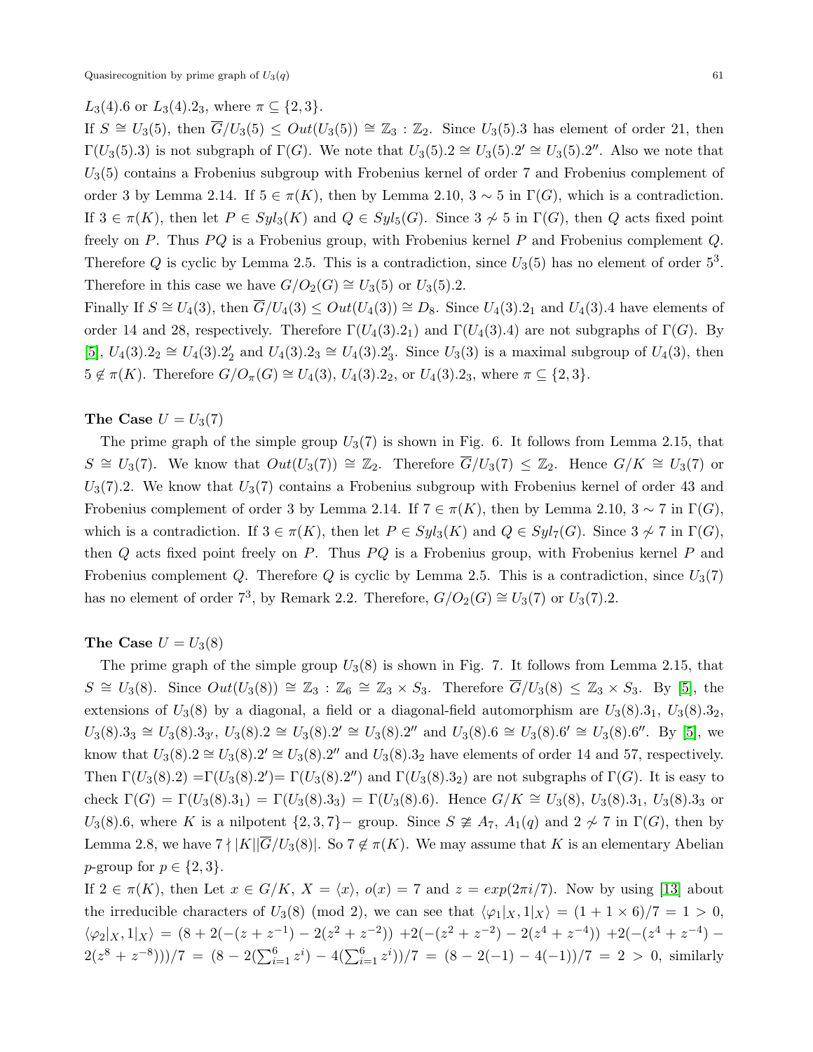$L_3(4).6$ or $L_3(4).2_3$, where $\pi \subseteq \{2, 3\}$.

If $S \cong U_3(5)$, then $\overline{G}/U_3(5) \leq Out(U_3(5)) \cong \mathbb{Z}_3 : \mathbb{Z}_2$. Since $U_3(5).3$ has element of order 21, then $\Gamma(U_3(5).3)$ is not subgraph of $\Gamma(G)$. We note that $U_3(5).2 \cong U_3(5).2' \cong U_3(5).2''$. Also we note that $U_3(5)$ contains a Frobenius subgroup with Frobenius kernel of order 7 and Frobenius complement of order 3 by Lemma 2.14. If $5 \in \pi(K)$, then by Lemma 2.10, $3 \sim 5$ in $\Gamma(G)$, which is a contradiction. If $3 \in \pi(K)$, then let $P \in Syl_3(K)$ and $Q \in Syl_5(G)$. Since $3 \not\sim 5$ in $\Gamma(G)$, then $Q$ acts fixed point freely on $P$. Thus $PQ$ is a Frobenius group, with Frobenius kernel $P$ and Frobenius complement $Q$. Therefore $Q$ is cyclic by Lemma 2.5. This is a contradiction, since $U_3(5)$ has no element of order $5^3$. Therefore in this case we have $G/O_2(G) \cong U_3(5)$ or $U_3(5).2$.

Finally If $S \cong U_4(3)$, then $\overline{G}/U_4(3) \leq Out(U_4(3)) \cong D_8$. Since $U_4(3).2_1$ and $U_4(3).4$ have elements of order 14 and 28, respectively. Therefore $\Gamma(U_4(3).2_1)$ and $\Gamma(U_4(3).4)$ are not subgraphs of $\Gamma(G)$. By [5], $U_4(3).2_2 \cong U_4(3).2'_2$ and $U_4(3).2_3 \cong U_4(3).2'_3$. Since $U_3(3)$ is a maximal subgroup of $U_4(3)$, then $5 \notin \pi(K)$. Therefore $G/O_\pi(G) \cong U_4(3)$, $U_4(3).2_2$, or $U_4(3).2_3$, where $\pi \subseteq \{2, 3\}$.

**The Case $U = U_3(7)$**

The prime graph of the simple group $U_3(7)$ is shown in Fig. 6. It follows from Lemma 2.15, that $S \cong U_3(7)$. We know that $Out(U_3(7)) \cong \mathbb{Z}_2$. Therefore $\overline{G}/U_3(7) \leq \mathbb{Z}_2$. Hence $G/K \cong U_3(7)$ or $U_3(7).2$. We know that $U_3(7)$ contains a Frobenius subgroup with Frobenius kernel of order 43 and Frobenius complement of order 3 by Lemma 2.14. If $7 \in \pi(K)$, then by Lemma 2.10, $3 \sim 7$ in $\Gamma(G)$, which is a contradiction. If $3 \in \pi(K)$, then let $P \in Syl_3(K)$ and $Q \in Syl_7(G)$. Since $3 \not\sim 7$ in $\Gamma(G)$, then $Q$ acts fixed point freely on $P$. Thus $PQ$ is a Frobenius group, with Frobenius kernel $P$ and Frobenius complement $Q$. Therefore $Q$ is cyclic by Lemma 2.5. This is a contradiction, since $U_3(7)$ has no element of order $7^3$, by Remark 2.2. Therefore, $G/O_2(G) \cong U_3(7)$ or $U_3(7).2$.

**The Case $U = U_3(8)$**

The prime graph of the simple group $U_3(8)$ is shown in Fig. 7. It follows from Lemma 2.15, that $S \cong U_3(8)$. Since $Out(U_3(8)) \cong \mathbb{Z}_3 : \mathbb{Z}_6 \cong \mathbb{Z}_3 \times S_3$. Therefore $\overline{G}/U_3(8) \leq \mathbb{Z}_3 \times S_3$. By [5], the extensions of $U_3(8)$ by a diagonal, a field or a diagonal-field automorphism are $U_3(8).3_1$, $U_3(8).3_2$, $U_3(8).3_3 \cong U_3(8).3_{3'}$, $U_3(8).2 \cong U_3(8).2' \cong U_3(8).2''$ and $U_3(8).6 \cong U_3(8).6' \cong U_3(8).6''$. By [5], we know that $U_3(8).2 \cong U_3(8).2' \cong U_3(8).2''$ and $U_3(8).3_2$ have elements of order 14 and 57, respectively. Then $\Gamma(U_3(8).2) = \Gamma(U_3(8).2') = \Gamma(U_3(8).2'')$ and $\Gamma(U_3(8).3_2)$ are not subgraphs of $\Gamma(G)$. It is easy to check $\Gamma(G) = \Gamma(U_3(8).3_1) = \Gamma(U_3(8).3_3) = \Gamma(U_3(8).6)$. Hence $G/K \cong U_3(8)$, $U_3(8).3_1$, $U_3(8).3_3$ or $U_3(8).6$, where $K$ is a nilpotent $\{2, 3, 7\}-$ group. Since $S \ncong A_7$, $A_1(q)$ and $2 \not\sim 7$ in $\Gamma(G)$, then by Lemma 2.8, we have $7 \nmid |K||\overline{G}/U_3(8)|$. So $7 \notin \pi(K)$. We may assume that $K$ is an elementary Abelian $p$-group for $p \in \{2, 3\}$.

If $2 \in \pi(K)$, then Let $x \in G/K$, $X = \langle x \rangle$, $o(x) = 7$ and $z = exp(2\pi i/7)$. Now by using [13] about the irreducible characters of $U_3(8)$ (mod 2), we can see that $\langle \varphi_1|_X, 1|_X \rangle = (1 + 1 \times 6)/7 = 1 > 0$, $\langle \varphi_2|_X, 1|_X \rangle = (8 + 2(-(z + z^{-1}) - 2(z^2 + z^{-2})) + 2(-(z^2 + z^{-2}) - 2(z^4 + z^{-4})) + 2(-(z^4 + z^{-4}) - 2(z^8 + z^{-8})))/7 = (8 - 2(\sum_{i=1}^{6} z^i) - 4(\sum_{i=1}^{6} z^i))/7 = (8 - 2(-1) - 4(-1))/7 = 2 > 0$, similarly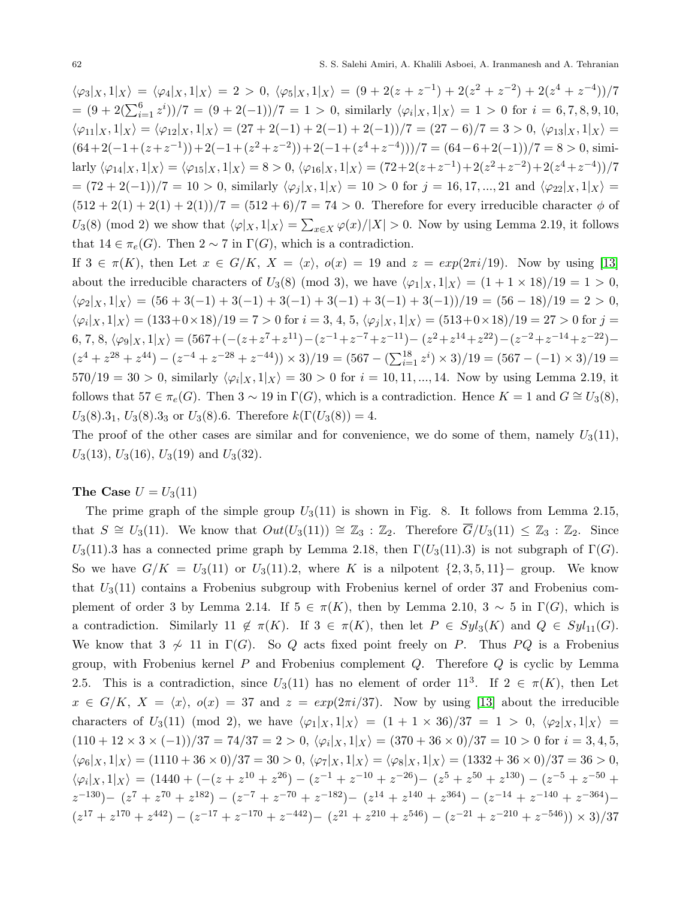$\langle\varphi_3|_X, 1|_X\rangle = \langle\varphi_4|_X, 1|_X\rangle = 2 > 0$, $\langle\varphi_5|_X, 1|_X\rangle = (9 + 2(z + z^{-1}) + 2(z^2 + z^{-2}) + 2(z^4 + z^{-4}))/7$ $= (9 + 2(\sum_{i=1}^{6} z^i))/7 = (9 + 2(-1))/7 = 1 > 0$, similarly $\langle\varphi_i|_X, 1|_X\rangle = 1 > 0$ for $i = 6, 7, 8, 9, 10$, $\langle\varphi_{11}|_X, 1|_X\rangle = \langle\varphi_{12}|_X, 1|_X\rangle = (27 + 2(-1) + 2(-1) + 2(-1))/7 = (27 - 6)/7 = 3 > 0$, $\langle\varphi_{13}|_X, 1|_X\rangle = (64+2(-1+(z+z^{-1}))+2(-1+(z^2+z^{-2}))+2(-1+(z^4+z^{-4})))/7 = (64-6+2(-1))/7 = 8 > 0$, similarly $\langle\varphi_{14}|_X, 1|_X\rangle = \langle\varphi_{15}|_X, 1|_X\rangle = 8 > 0$, $\langle\varphi_{16}|_X, 1|_X\rangle = (72+2(z+z^{-1})+2(z^2+z^{-2})+2(z^4+z^{-4}))/7$ $= (72 + 2(-1))/7 = 10 > 0$, similarly $\langle\varphi_j|_X, 1|_X\rangle = 10 > 0$ for $j = 16, 17, ..., 21$ and $\langle\varphi_{22}|_X, 1|_X\rangle = (512 + 2(1) + 2(1) + 2(1))/7 = (512 + 6)/7 = 74 > 0$. Therefore for every irreducible character $\phi$ of $U_3(8)$ (mod 2) we show that $\langle\varphi|_X, 1|_X\rangle = \sum_{x\in X} \varphi(x)/|X| > 0$. Now by using Lemma 2.19, it follows that $14 \in \pi_e(G)$. Then $2 \sim 7$ in $\Gamma(G)$, which is a contradiction.

If $3 \in \pi(K)$, then Let $x \in G/K$, $X = \langle x\rangle$, $o(x) = 19$ and $z = exp(2\pi i/19)$. Now by using [13] about the irreducible characters of $U_3(8)$ (mod 3), we have $\langle\varphi_1|_X, 1|_X\rangle = (1 + 1 \times 18)/19 = 1 > 0$, $\langle\varphi_2|_X, 1|_X\rangle = (56 + 3(-1) + 3(-1) + 3(-1) + 3(-1) + 3(-1) + 3(-1))/19 = (56 - 18)/19 = 2 > 0$, $\langle\varphi_i|_X, 1|_X\rangle = (133+0\times 18)/19 = 7 > 0$ for $i = 3, 4, 5$, $\langle\varphi_j|_X, 1|_X\rangle = (513+0\times 18)/19 = 27 > 0$ for $j = 6, 7, 8$, $\langle\varphi_9|_X, 1|_X\rangle = (567+(-(z+z^7+z^{11})-(z^{-1}+z^{-7}+z^{-11})-(z^2+z^{14}+z^{22})-(z^{-2}+z^{-14}+z^{-22})-(z^4 + z^{28} + z^{44}) - (z^{-4} + z^{-28} + z^{-44})) \times 3)/19 = (567 - (\sum_{i=1}^{18} z^i) \times 3)/19 = (567 - (-1) \times 3)/19 = 570/19 = 30 > 0$, similarly $\langle\varphi_i|_X, 1|_X\rangle = 30 > 0$ for $i = 10, 11, ..., 14$. Now by using Lemma 2.19, it follows that $57 \in \pi_e(G)$. Then $3 \sim 19$ in $\Gamma(G)$, which is a contradiction. Hence $K = 1$ and $G \cong U_3(8)$, $U_3(8).3_1$, $U_3(8).3_3$ or $U_3(8).6$. Therefore $k(\Gamma(U_3(8)) = 4$.

The proof of the other cases are similar and for convenience, we do some of them, namely $U_3(11)$, $U_3(13)$, $U_3(16)$, $U_3(19)$ and $U_3(32)$.

**The Case** $U = U_3(11)$

The prime graph of the simple group $U_3(11)$ is shown in Fig. 8. It follows from Lemma 2.15, that $S \cong U_3(11)$. We know that $Out(U_3(11)) \cong \mathbb{Z}_3 : \mathbb{Z}_2$. Therefore $\overline{G}/U_3(11) \leq \mathbb{Z}_3 : \mathbb{Z}_2$. Since $U_3(11).3$ has a connected prime graph by Lemma 2.18, then $\Gamma(U_3(11).3)$ is not subgraph of $\Gamma(G)$. So we have $G/K = U_3(11)$ or $U_3(11).2$, where $K$ is a nilpotent $\{2, 3, 5, 11\}-$ group. We know that $U_3(11)$ contains a Frobenius subgroup with Frobenius kernel of order 37 and Frobenius complement of order 3 by Lemma 2.14. If $5 \in \pi(K)$, then by Lemma 2.10, $3 \sim 5$ in $\Gamma(G)$, which is a contradiction. Similarly $11 \notin \pi(K)$. If $3 \in \pi(K)$, then let $P \in Syl_3(K)$ and $Q \in Syl_{11}(G)$. We know that $3 \not\sim 11$ in $\Gamma(G)$. So $Q$ acts fixed point freely on $P$. Thus $PQ$ is a Frobenius group, with Frobenius kernel $P$ and Frobenius complement $Q$. Therefore $Q$ is cyclic by Lemma 2.5. This is a contradiction, since $U_3(11)$ has no element of order $11^3$. If $2 \in \pi(K)$, then Let $x \in G/K$, $X = \langle x\rangle$, $o(x) = 37$ and $z = exp(2\pi i/37)$. Now by using [13] about the irreducible characters of $U_3(11)$ (mod 2), we have $\langle\varphi_1|_X, 1|_X\rangle = (1 + 1 \times 36)/37 = 1 > 0$, $\langle\varphi_2|_X, 1|_X\rangle = (110 + 12 \times 3 \times (-1))/37 = 74/37 = 2 > 0$, $\langle\varphi_i|_X, 1|_X\rangle = (370 + 36 \times 0)/37 = 10 > 0$ for $i = 3, 4, 5$, $\langle\varphi_6|_X, 1|_X\rangle = (1110 + 36 \times 0)/37 = 30 > 0$, $\langle\varphi_7|_X, 1|_X\rangle = \langle\varphi_8|_X, 1|_X\rangle = (1332 + 36 \times 0)/37 = 36 > 0$, $\langle\varphi_i|_X, 1|_X\rangle = (1440 + (-(z + z^{10} + z^{26}) - (z^{-1} + z^{-10} + z^{-26}) - (z^5 + z^{50} + z^{130}) - (z^{-5} + z^{-50} + z^{-130}) - (z^7 + z^{70} + z^{182}) - (z^{-7} + z^{-70} + z^{-182}) - (z^{14} + z^{140} + z^{364}) - (z^{-14} + z^{-140} + z^{-364}) - (z^{17} + z^{170} + z^{442}) - (z^{-17} + z^{-170} + z^{-442}) - (z^{21} + z^{210} + z^{546}) - (z^{-21} + z^{-210} + z^{-546})) \times 3)/37$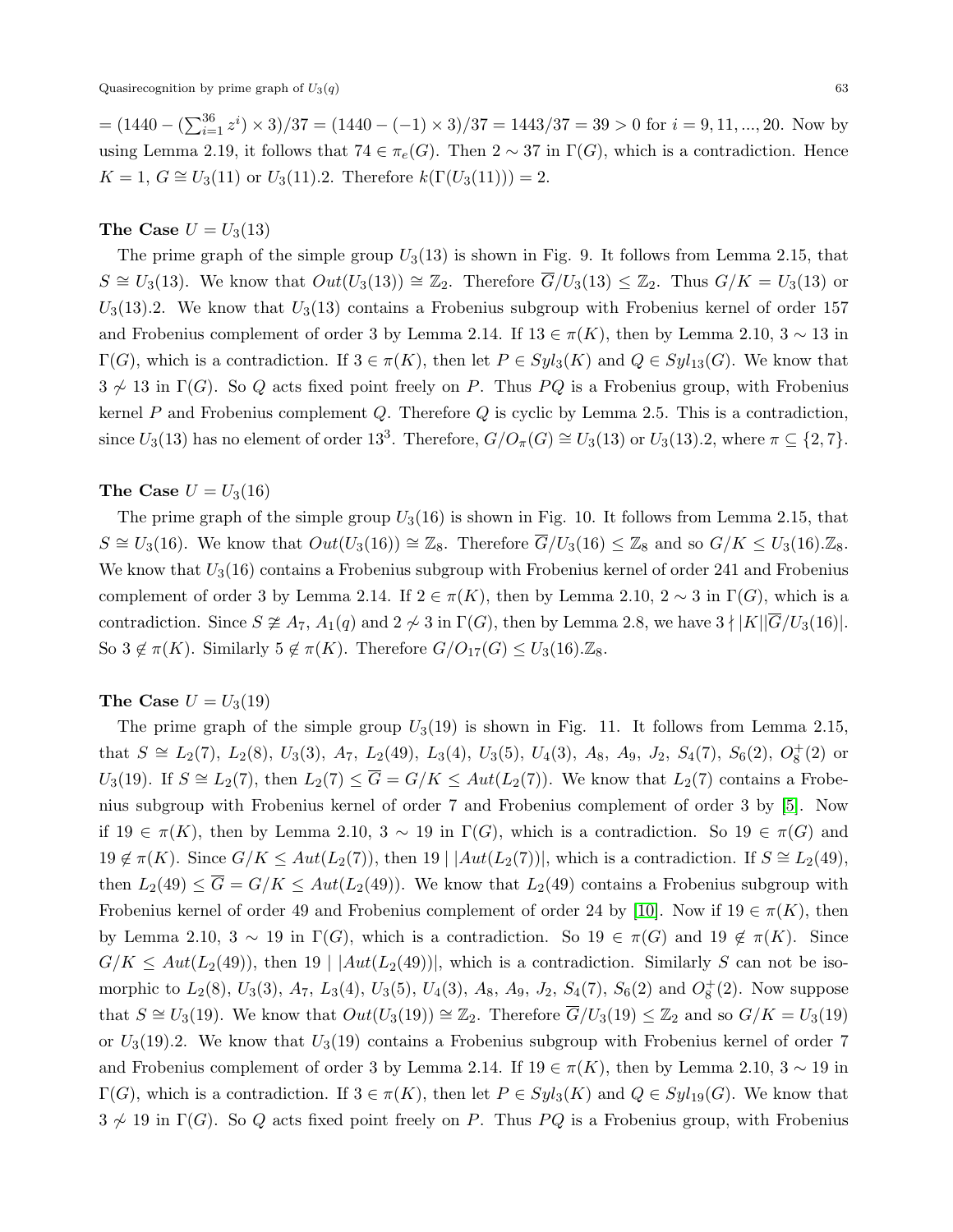$= (1440 - (\sum_{i=1}^{36} z^i) \times 3)/37 = (1440 - (-1) \times 3)/37 = 1443/37 = 39 > 0$ for $i = 9, 11, ..., 20$. Now by using Lemma 2.19, it follows that $74 \in \pi_e(G)$. Then $2 \sim 37$ in $\Gamma(G)$, which is a contradiction. Hence $K = 1$, $G \cong U_3(11)$ or $U_3(11).2$. Therefore $k(\Gamma(U_3(11))) = 2$.

**The Case $U = U_3(13)$**

The prime graph of the simple group $U_3(13)$ is shown in Fig. 9. It follows from Lemma 2.15, that $S \cong U_3(13)$. We know that $Out(U_3(13)) \cong \mathbb{Z}_2$. Therefore $\overline{G}/U_3(13) \leq \mathbb{Z}_2$. Thus $G/K = U_3(13)$ or $U_3(13).2$. We know that $U_3(13)$ contains a Frobenius subgroup with Frobenius kernel of order 157 and Frobenius complement of order 3 by Lemma 2.14. If $13 \in \pi(K)$, then by Lemma 2.10, $3 \sim 13$ in $\Gamma(G)$, which is a contradiction. If $3 \in \pi(K)$, then let $P \in Syl_3(K)$ and $Q \in Syl_{13}(G)$. We know that $3 \not\sim 13$ in $\Gamma(G)$. So $Q$ acts fixed point freely on $P$. Thus $PQ$ is a Frobenius group, with Frobenius kernel $P$ and Frobenius complement $Q$. Therefore $Q$ is cyclic by Lemma 2.5. This is a contradiction, since $U_3(13)$ has no element of order $13^3$. Therefore, $G/O_\pi(G) \cong U_3(13)$ or $U_3(13).2$, where $\pi \subseteq \{2, 7\}$.

**The Case $U = U_3(16)$**

The prime graph of the simple group $U_3(16)$ is shown in Fig. 10. It follows from Lemma 2.15, that $S \cong U_3(16)$. We know that $Out(U_3(16)) \cong \mathbb{Z}_8$. Therefore $\overline{G}/U_3(16) \leq \mathbb{Z}_8$ and so $G/K \leq U_3(16).\mathbb{Z}_8$. We know that $U_3(16)$ contains a Frobenius subgroup with Frobenius kernel of order 241 and Frobenius complement of order 3 by Lemma 2.14. If $2 \in \pi(K)$, then by Lemma 2.10, $2 \sim 3$ in $\Gamma(G)$, which is a contradiction. Since $S \ncong A_7$, $A_1(q)$ and $2 \not\sim 3$ in $\Gamma(G)$, then by Lemma 2.8, we have $3 \nmid |K||\overline{G}/U_3(16)|$. So $3 \notin \pi(K)$. Similarly $5 \notin \pi(K)$. Therefore $G/O_{17}(G) \leq U_3(16).\mathbb{Z}_8$.

**The Case $U = U_3(19)$**

The prime graph of the simple group $U_3(19)$ is shown in Fig. 11. It follows from Lemma 2.15, that $S \cong L_2(7)$, $L_2(8)$, $U_3(3)$, $A_7$, $L_2(49)$, $L_3(4)$, $U_3(5)$, $U_4(3)$, $A_8$, $A_9$, $J_2$, $S_4(7)$, $S_6(2)$, $O_8^+(2)$ or $U_3(19)$. If $S \cong L_2(7)$, then $L_2(7) \leq \overline{G} = G/K \leq Aut(L_2(7))$. We know that $L_2(7)$ contains a Frobenius subgroup with Frobenius kernel of order 7 and Frobenius complement of order 3 by [5]. Now if $19 \in \pi(K)$, then by Lemma 2.10, $3 \sim 19$ in $\Gamma(G)$, which is a contradiction. So $19 \in \pi(G)$ and $19 \notin \pi(K)$. Since $G/K \leq Aut(L_2(7))$, then $19 \mid |Aut(L_2(7))|$, which is a contradiction. If $S \cong L_2(49)$, then $L_2(49) \leq \overline{G} = G/K \leq Aut(L_2(49))$. We know that $L_2(49)$ contains a Frobenius subgroup with Frobenius kernel of order 49 and Frobenius complement of order 24 by [10]. Now if $19 \in \pi(K)$, then by Lemma 2.10, $3 \sim 19$ in $\Gamma(G)$, which is a contradiction. So $19 \in \pi(G)$ and $19 \notin \pi(K)$. Since $G/K \leq Aut(L_2(49))$, then $19 \mid |Aut(L_2(49))|$, which is a contradiction. Similarly $S$ can not be isomorphic to $L_2(8)$, $U_3(3)$, $A_7$, $L_3(4)$, $U_3(5)$, $U_4(3)$, $A_8$, $A_9$, $J_2$, $S_4(7)$, $S_6(2)$ and $O_8^+(2)$. Now suppose that $S \cong U_3(19)$. We know that $Out(U_3(19)) \cong \mathbb{Z}_2$. Therefore $\overline{G}/U_3(19) \leq \mathbb{Z}_2$ and so $G/K = U_3(19)$ or $U_3(19).2$. We know that $U_3(19)$ contains a Frobenius subgroup with Frobenius kernel of order 7 and Frobenius complement of order 3 by Lemma 2.14. If $19 \in \pi(K)$, then by Lemma 2.10, $3 \sim 19$ in $\Gamma(G)$, which is a contradiction. If $3 \in \pi(K)$, then let $P \in Syl_3(K)$ and $Q \in Syl_{19}(G)$. We know that $3 \not\sim 19$ in $\Gamma(G)$. So $Q$ acts fixed point freely on $P$. Thus $PQ$ is a Frobenius group, with Frobenius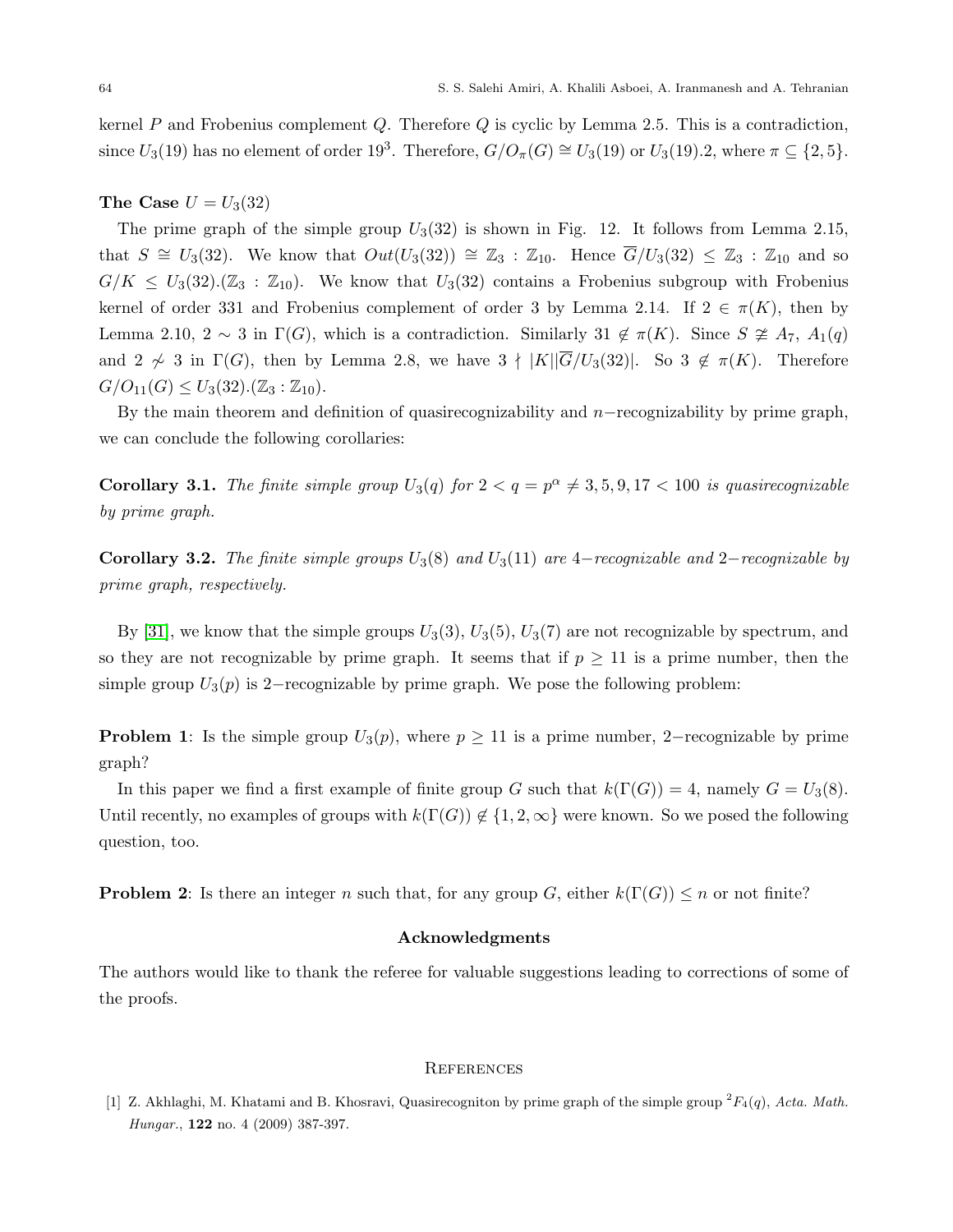kernel $P$ and Frobenius complement $Q$. Therefore $Q$ is cyclic by Lemma 2.5. This is a contradiction, since $U_3(19)$ has no element of order $19^3$. Therefore, $G/O_\pi(G) \cong U_3(19)$ or $U_3(19).2$, where $\pi \subseteq \{2, 5\}$.

**The Case** $U = U_3(32)$

The prime graph of the simple group $U_3(32)$ is shown in Fig. 12. It follows from Lemma 2.15, that $S \cong U_3(32)$. We know that $Out(U_3(32)) \cong \mathbb{Z}_3 : \mathbb{Z}_{10}$. Hence $\overline{G}/U_3(32) \leq \mathbb{Z}_3 : \mathbb{Z}_{10}$ and so $G/K \leq U_3(32).(\mathbb{Z}_3 : \mathbb{Z}_{10})$. We know that $U_3(32)$ contains a Frobenius subgroup with Frobenius kernel of order 331 and Frobenius complement of order 3 by Lemma 2.14. If $2 \in \pi(K)$, then by Lemma 2.10, $2 \sim 3$ in $\Gamma(G)$, which is a contradiction. Similarly $31 \notin \pi(K)$. Since $S \ncong A_7$, $A_1(q)$ and $2 \nsim 3$ in $\Gamma(G)$, then by Lemma 2.8, we have $3 \nmid |K||\overline{G}/U_3(32)|$. So $3 \notin \pi(K)$. Therefore $G/O_{11}(G) \leq U_3(32).(\mathbb{Z}_3 : \mathbb{Z}_{10})$.

By the main theorem and definition of quasirecognizability and $n-$recognizability by prime graph, we can conclude the following corollaries:

**Corollary 3.1.** *The finite simple group $U_3(q)$ for $2 < q = p^\alpha \neq 3, 5, 9, 17 < 100$ is quasirecognizable by prime graph.*

**Corollary 3.2.** *The finite simple groups $U_3(8)$ and $U_3(11)$ are $4-$recognizable and $2-$recognizable by prime graph, respectively.*

By [31], we know that the simple groups $U_3(3)$, $U_3(5)$, $U_3(7)$ are not recognizable by spectrum, and so they are not recognizable by prime graph. It seems that if $p \geq 11$ is a prime number, then the simple group $U_3(p)$ is $2-$recognizable by prime graph. We pose the following problem:

**Problem 1**: Is the simple group $U_3(p)$, where $p \geq 11$ is a prime number, $2-$recognizable by prime graph?

In this paper we find a first example of finite group $G$ such that $k(\Gamma(G)) = 4$, namely $G = U_3(8)$. Until recently, no examples of groups with $k(\Gamma(G)) \notin \{1, 2, \infty\}$ were known. So we posed the following question, too.

**Problem 2**: Is there an integer $n$ such that, for any group $G$, either $k(\Gamma(G)) \leq n$ or not finite?

## Acknowledgments

The authors would like to thank the referee for valuable suggestions leading to corrections of some of the proofs.

## References

[1] Z. Akhlaghi, M. Khatami and B. Khosravi, Quasirecogniton by prime graph of the simple group ${}^2F_4(q)$, *Acta. Math. Hungar.*, **122** no. 4 (2009) 387-397.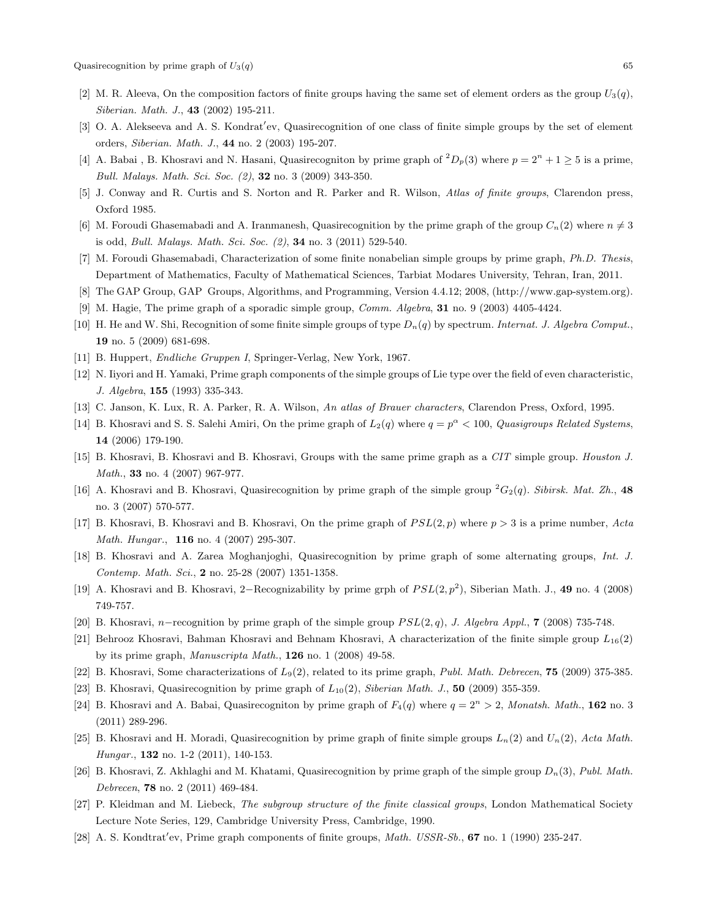[2] M. R. Aleeva, On the composition factors of finite groups having the same set of element orders as the group $U_3(q)$, *Siberian. Math. J.*, **43** (2002) 195-211.

[3] O. A. Alekseeva and A. S. Kondrat′ev, Quasirecognition of one class of finite simple groups by the set of element orders, *Siberian. Math. J.*, **44** no. 2 (2003) 195-207.

[4] A. Babai , B. Khosravi and N. Hasani, Quasirecogniton by prime graph of ${}^2D_p(3)$ where $p = 2^n + 1 \geq 5$ is a prime, *Bull. Malays. Math. Sci. Soc. (2)*, **32** no. 3 (2009) 343-350.

[5] J. Conway and R. Curtis and S. Norton and R. Parker and R. Wilson, *Atlas of finite groups*, Clarendon press, Oxford 1985.

[6] M. Foroudi Ghasemabadi and A. Iranmanesh, Quasirecognition by the prime graph of the group $C_n(2)$ where $n \neq 3$ is odd, *Bull. Malays. Math. Sci. Soc. (2)*, **34** no. 3 (2011) 529-540.

[7] M. Foroudi Ghasemabadi, Characterization of some finite nonabelian simple groups by prime graph, *Ph.D. Thesis*, Department of Mathematics, Faculty of Mathematical Sciences, Tarbiat Modares University, Tehran, Iran, 2011.

[8] The GAP Group, GAP Groups, Algorithms, and Programming, Version 4.4.12; 2008, (http://www.gap-system.org).

[9] M. Hagie, The prime graph of a sporadic simple group, *Comm. Algebra*, **31** no. 9 (2003) 4405-4424.

[10] H. He and W. Shi, Recognition of some finite simple groups of type $D_n(q)$ by spectrum. *Internat. J. Algebra Comput.*, **19** no. 5 (2009) 681-698.

[11] B. Huppert, *Endliche Gruppen I*, Springer-Verlag, New York, 1967.

[12] N. Iiyori and H. Yamaki, Prime graph components of the simple groups of Lie type over the field of even characteristic, *J. Algebra*, **155** (1993) 335-343.

[13] C. Janson, K. Lux, R. A. Parker, R. A. Wilson, *An atlas of Brauer characters*, Clarendon Press, Oxford, 1995.

[14] B. Khosravi and S. S. Salehi Amiri, On the prime graph of $L_2(q)$ where $q = p^\alpha < 100$, *Quasigroups Related Systems*, **14** (2006) 179-190.

[15] B. Khosravi, B. Khosravi and B. Khosravi, Groups with the same prime graph as a *CIT* simple group. *Houston J. Math.*, **33** no. 4 (2007) 967-977.

[16] A. Khosravi and B. Khosravi, Quasirecognition by prime graph of the simple group ${}^2G_2(q)$. *Sibirsk. Mat. Zh.*, **48** no. 3 (2007) 570-577.

[17] B. Khosravi, B. Khosravi and B. Khosravi, On the prime graph of $PSL(2,p)$ where $p > 3$ is a prime number, *Acta Math. Hungar.*, **116** no. 4 (2007) 295-307.

[18] B. Khosravi and A. Zarea Moghanjoghi, Quasirecognition by prime graph of some alternating groups, *Int. J. Contemp. Math. Sci.*, **2** no. 25-28 (2007) 1351-1358.

[19] A. Khosravi and B. Khosravi, 2−Recognizability by prime grph of $PSL(2,p^2)$, Siberian Math. J., **49** no. 4 (2008) 749-757.

[20] B. Khosravi, $n$−recognition by prime graph of the simple group $PSL(2,q)$, *J. Algebra Appl.*, **7** (2008) 735-748.

[21] Behrooz Khosravi, Bahman Khosravi and Behnam Khosravi, A characterization of the finite simple group $L_{16}(2)$ by its prime graph, *Manuscripta Math.*, **126** no. 1 (2008) 49-58.

[22] B. Khosravi, Some characterizations of $L_9(2)$, related to its prime graph, *Publ. Math. Debrecen*, **75** (2009) 375-385.

[23] B. Khosravi, Quasirecognition by prime graph of $L_{10}(2)$, *Siberian Math. J.*, **50** (2009) 355-359.

[24] B. Khosravi and A. Babai, Quasirecogniton by prime graph of $F_4(q)$ where $q = 2^n > 2$, *Monatsh. Math.*, **162** no. 3 (2011) 289-296.

[25] B. Khosravi and H. Moradi, Quasirecognition by prime graph of finite simple groups $L_n(2)$ and $U_n(2)$, *Acta Math. Hungar.*, **132** no. 1-2 (2011), 140-153.

[26] B. Khosravi, Z. Akhlaghi and M. Khatami, Quasirecognition by prime graph of the simple group $D_n(3)$, *Publ. Math. Debrecen*, **78** no. 2 (2011) 469-484.

[27] P. Kleidman and M. Liebeck, *The subgroup structure of the finite classical groups*, London Mathematical Society Lecture Note Series, 129, Cambridge University Press, Cambridge, 1990.

[28] A. S. Kondtrat′ev, Prime graph components of finite groups, *Math. USSR-Sb.*, **67** no. 1 (1990) 235-247.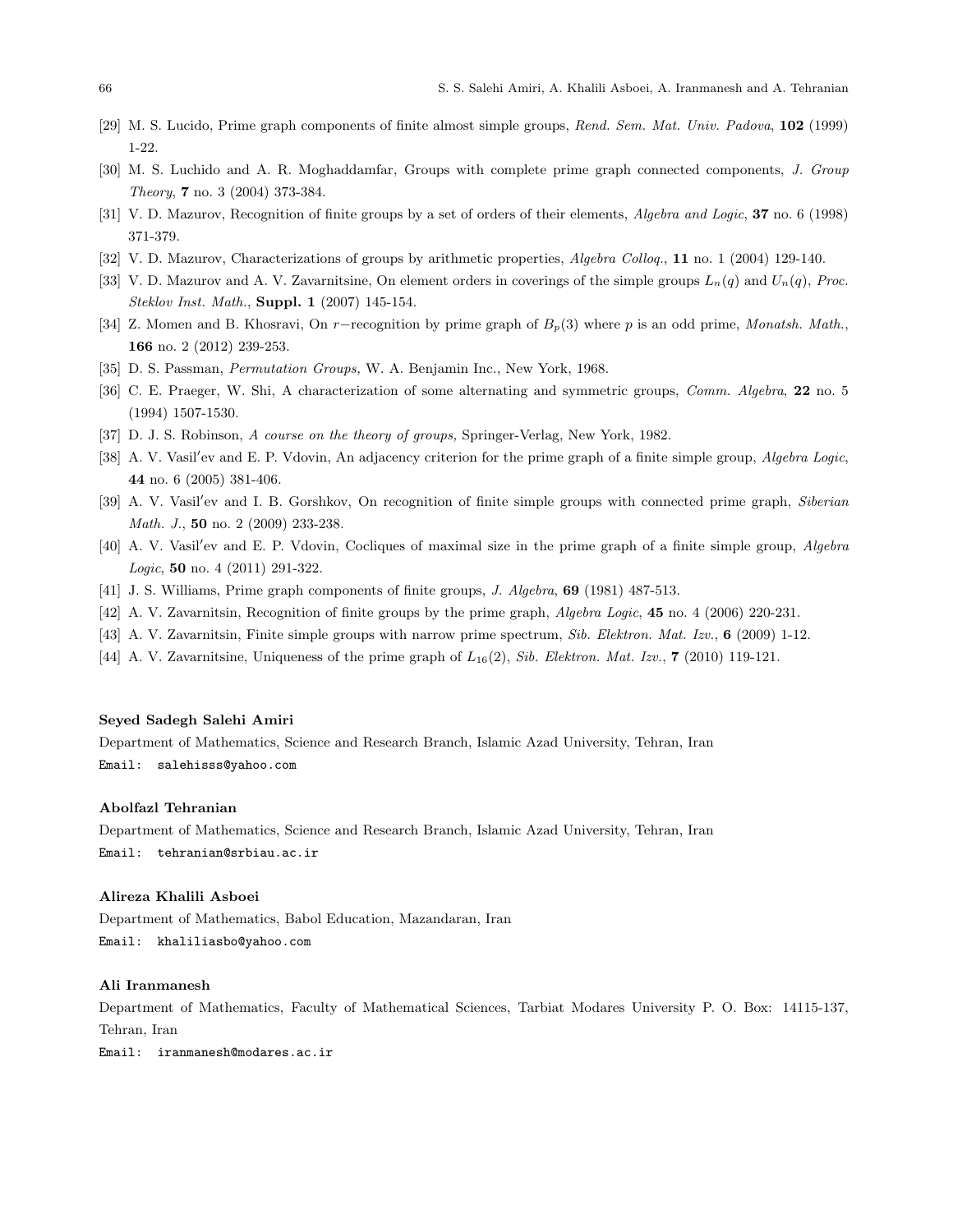[29] M. S. Lucido, Prime graph components of finite almost simple groups, *Rend. Sem. Mat. Univ. Padova*, **102** (1999) 1-22.

[30] M. S. Luchido and A. R. Moghaddamfar, Groups with complete prime graph connected components, *J. Group Theory*, **7** no. 3 (2004) 373-384.

[31] V. D. Mazurov, Recognition of finite groups by a set of orders of their elements, *Algebra and Logic*, **37** no. 6 (1998) 371-379.

[32] V. D. Mazurov, Characterizations of groups by arithmetic properties, *Algebra Colloq.*, **11** no. 1 (2004) 129-140.

[33] V. D. Mazurov and A. V. Zavarnitsine, On element orders in coverings of the simple groups $L_n(q)$ and $U_n(q)$, *Proc. Steklov Inst. Math.*, **Suppl. 1** (2007) 145-154.

[34] Z. Momen and B. Khosravi, On $r-$recognition by prime graph of $B_p(3)$ where $p$ is an odd prime, *Monatsh. Math.*, **166** no. 2 (2012) 239-253.

[35] D. S. Passman, *Permutation Groups,* W. A. Benjamin Inc., New York, 1968.

[36] C. E. Praeger, W. Shi, A characterization of some alternating and symmetric groups, *Comm. Algebra*, **22** no. 5 (1994) 1507-1530.

[37] D. J. S. Robinson, *A course on the theory of groups,* Springer-Verlag, New York, 1982.

[38] A. V. Vasil′ev and E. P. Vdovin, An adjacency criterion for the prime graph of a finite simple group, *Algebra Logic*, **44** no. 6 (2005) 381-406.

[39] A. V. Vasil′ev and I. B. Gorshkov, On recognition of finite simple groups with connected prime graph, *Siberian Math. J.*, **50** no. 2 (2009) 233-238.

[40] A. V. Vasil′ev and E. P. Vdovin, Cocliques of maximal size in the prime graph of a finite simple group, *Algebra Logic*, **50** no. 4 (2011) 291-322.

[41] J. S. Williams, Prime graph components of finite groups, *J. Algebra*, **69** (1981) 487-513.

[42] A. V. Zavarnitsin, Recognition of finite groups by the prime graph, *Algebra Logic*, **45** no. 4 (2006) 220-231.

[43] A. V. Zavarnitsin, Finite simple groups with narrow prime spectrum, *Sib. Elektron. Mat. Izv.*, **6** (2009) 1-12.

[44] A. V. Zavarnitsine, Uniqueness of the prime graph of $L_{16}(2)$, *Sib. Elektron. Mat. Izv.*, **7** (2010) 119-121.

**Seyed Sadegh Salehi Amiri**

Department of Mathematics, Science and Research Branch, Islamic Azad University, Tehran, Iran

Email: salehisss@yahoo.com

**Abolfazl Tehranian**

Department of Mathematics, Science and Research Branch, Islamic Azad University, Tehran, Iran

Email: tehranian@srbiau.ac.ir

**Alireza Khalili Asboei**

Department of Mathematics, Babol Education, Mazandaran, Iran

Email: khaliliasbo@yahoo.com

**Ali Iranmanesh**

Department of Mathematics, Faculty of Mathematical Sciences, Tarbiat Modares University P. O. Box: 14115-137, Tehran, Iran

Email: iranmanesh@modares.ac.ir